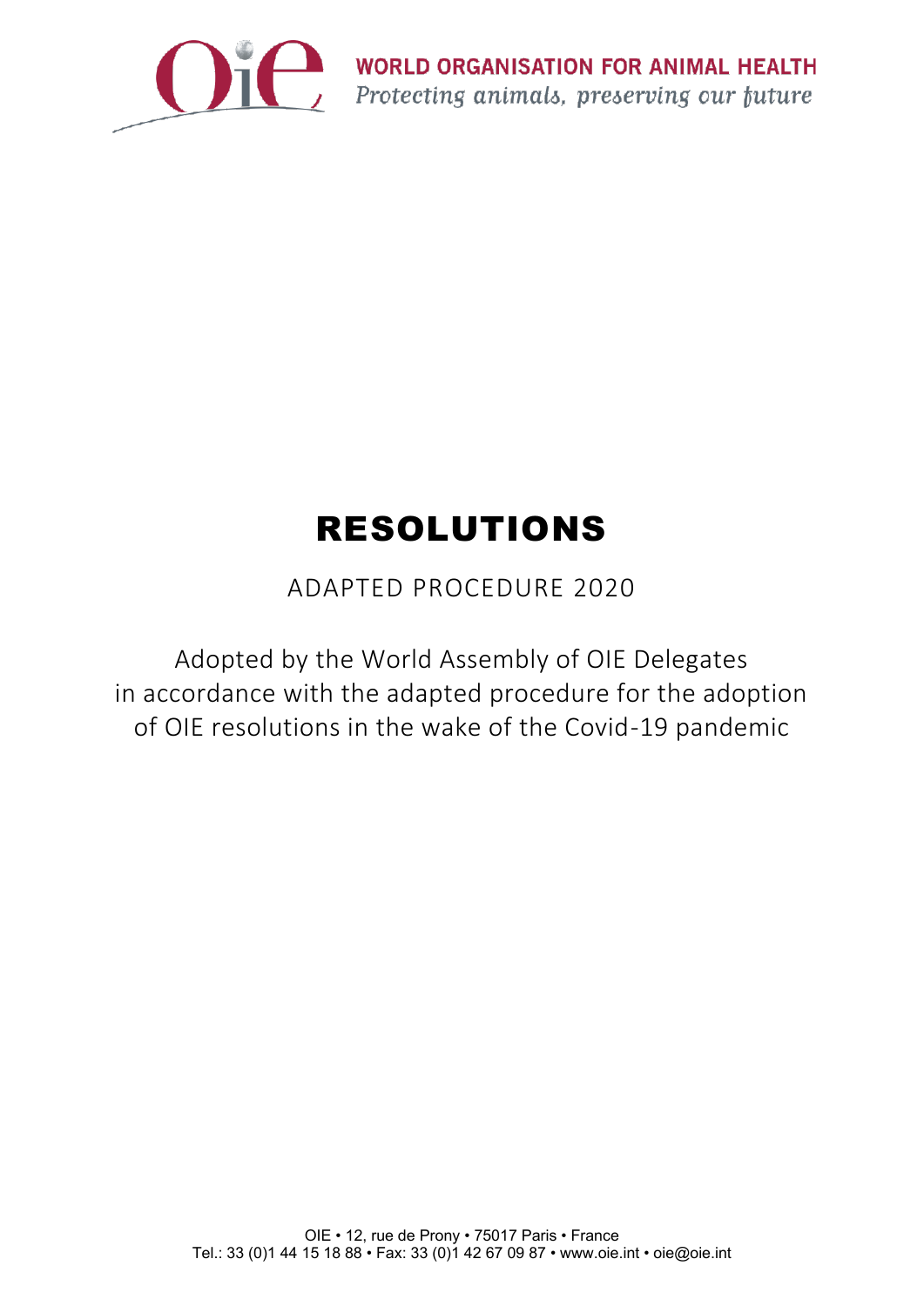WORLD ORGANISATION FOR ANIMAL HEALTH

*Protecting animals, preserving our future*

# RESOLUTIONS

ADAPTED PROCEDURE 2020

Adopted by the World Assembly of OIE Delegates
in accordance with the adapted procedure for the adoption
of OIE resolutions in the wake of the Covid-19 pandemic

OIE • 12, rue de Prony • 75017 Paris • France
Tel.: 33 (0)1 44 15 18 88 • Fax: 33 (0)1 42 67 09 87 • www.oie.int • oie@oie.int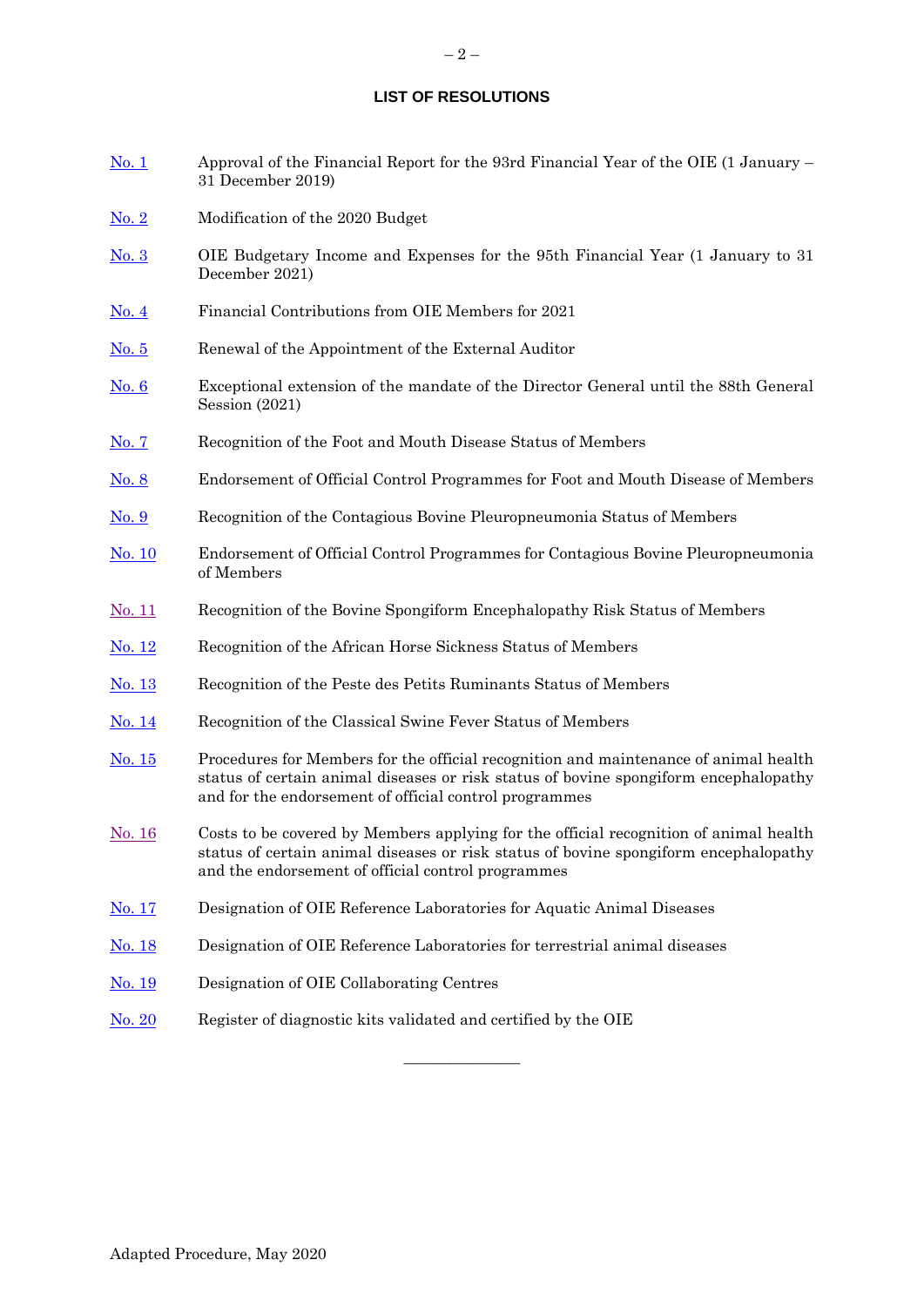## LIST OF RESOLUTIONS

| | |
|---|---|
| No. 1 | Approval of the Financial Report for the 93rd Financial Year of the OIE (1 January – 31 December 2019) |
| No. 2 | Modification of the 2020 Budget |
| No. 3 | OIE Budgetary Income and Expenses for the 95th Financial Year (1 January to 31 December 2021) |
| No. 4 | Financial Contributions from OIE Members for 2021 |
| No. 5 | Renewal of the Appointment of the External Auditor |
| No. 6 | Exceptional extension of the mandate of the Director General until the 88th General Session (2021) |
| No. 7 | Recognition of the Foot and Mouth Disease Status of Members |
| No. 8 | Endorsement of Official Control Programmes for Foot and Mouth Disease of Members |
| No. 9 | Recognition of the Contagious Bovine Pleuropneumonia Status of Members |
| No. 10 | Endorsement of Official Control Programmes for Contagious Bovine Pleuropneumonia of Members |
| No. 11 | Recognition of the Bovine Spongiform Encephalopathy Risk Status of Members |
| No. 12 | Recognition of the African Horse Sickness Status of Members |
| No. 13 | Recognition of the Peste des Petits Ruminants Status of Members |
| No. 14 | Recognition of the Classical Swine Fever Status of Members |
| No. 15 | Procedures for Members for the official recognition and maintenance of animal health status of certain animal diseases or risk status of bovine spongiform encephalopathy and for the endorsement of official control programmes |
| No. 16 | Costs to be covered by Members applying for the official recognition of animal health status of certain animal diseases or risk status of bovine spongiform encephalopathy and the endorsement of official control programmes |
| No. 17 | Designation of OIE Reference Laboratories for Aquatic Animal Diseases |
| No. 18 | Designation of OIE Reference Laboratories for terrestrial animal diseases |
| No. 19 | Designation of OIE Collaborating Centres |
| No. 20 | Register of diagnostic kits validated and certified by the OIE |

Adapted Procedure, May 2020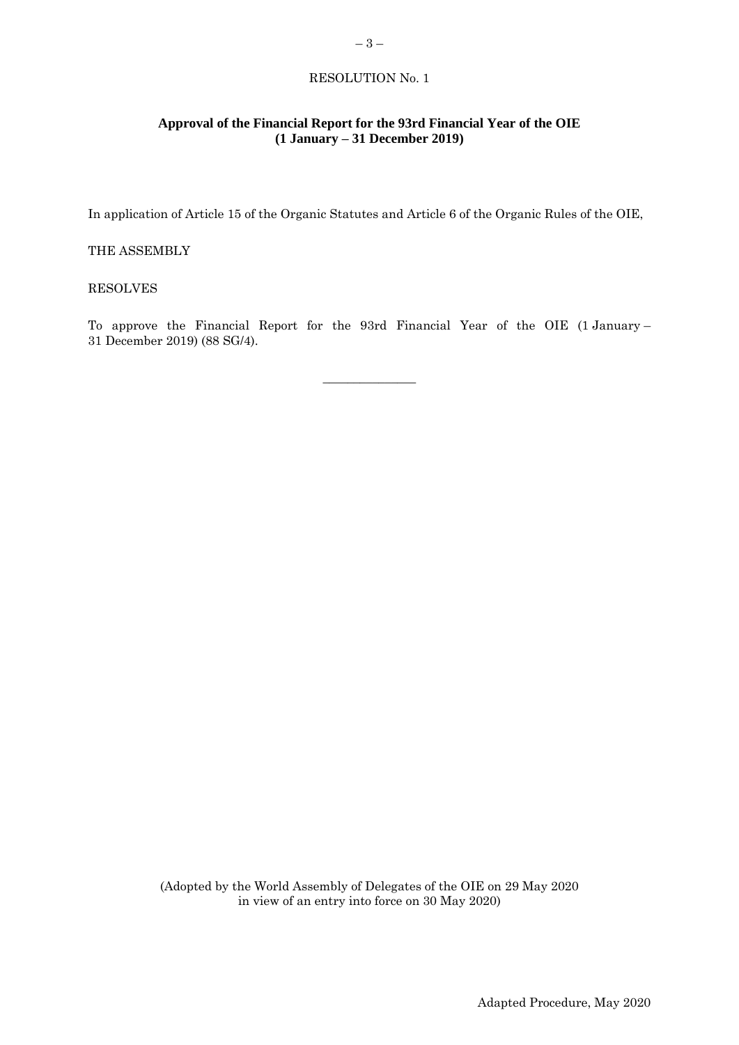RESOLUTION No. 1

**Approval of the Financial Report for the 93rd Financial Year of the OIE (1 January – 31 December 2019)**

In application of Article 15 of the Organic Statutes and Article 6 of the Organic Rules of the OIE,

THE ASSEMBLY

RESOLVES

To approve the Financial Report for the 93rd Financial Year of the OIE (1 January – 31 December 2019) (88 SG/4).

_______________

(Adopted by the World Assembly of Delegates of the OIE on 29 May 2020 in view of an entry into force on 30 May 2020)

Adapted Procedure, May 2020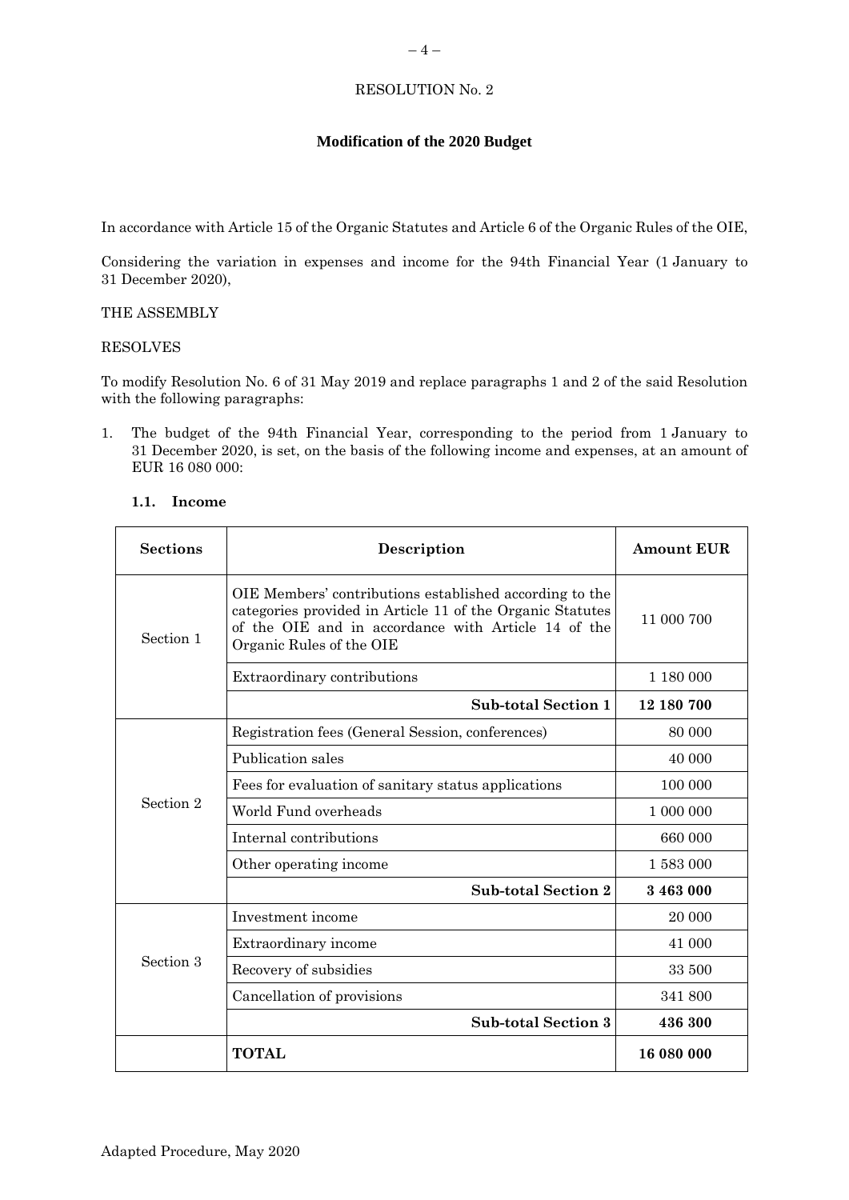RESOLUTION No. 2

**Modification of the 2020 Budget**

In accordance with Article 15 of the Organic Statutes and Article 6 of the Organic Rules of the OIE,

Considering the variation in expenses and income for the 94th Financial Year (1 January to 31 December 2020),

THE ASSEMBLY

RESOLVES

To modify Resolution No. 6 of 31 May 2019 and replace paragraphs 1 and 2 of the said Resolution with the following paragraphs:

1. The budget of the 94th Financial Year, corresponding to the period from 1 January to 31 December 2020, is set, on the basis of the following income and expenses, at an amount of EUR 16 080 000:

**1.1. Income**

| Sections | Description | Amount EUR |
|---|---|---|
| Section 1 | OIE Members' contributions established according to the categories provided in Article 11 of the Organic Statutes of the OIE and in accordance with Article 14 of the Organic Rules of the OIE | 11 000 700 |
| | Extraordinary contributions | 1 180 000 |
| | **Sub-total Section 1** | **12 180 700** |
| Section 2 | Registration fees (General Session, conferences) | 80 000 |
| | Publication sales | 40 000 |
| | Fees for evaluation of sanitary status applications | 100 000 |
| | World Fund overheads | 1 000 000 |
| | Internal contributions | 660 000 |
| | Other operating income | 1 583 000 |
| | **Sub-total Section 2** | **3 463 000** |
| Section 3 | Investment income | 20 000 |
| | Extraordinary income | 41 000 |
| | Recovery of subsidies | 33 500 |
| | Cancellation of provisions | 341 800 |
| | **Sub-total Section 3** | **436 300** |
| | **TOTAL** | **16 080 000** |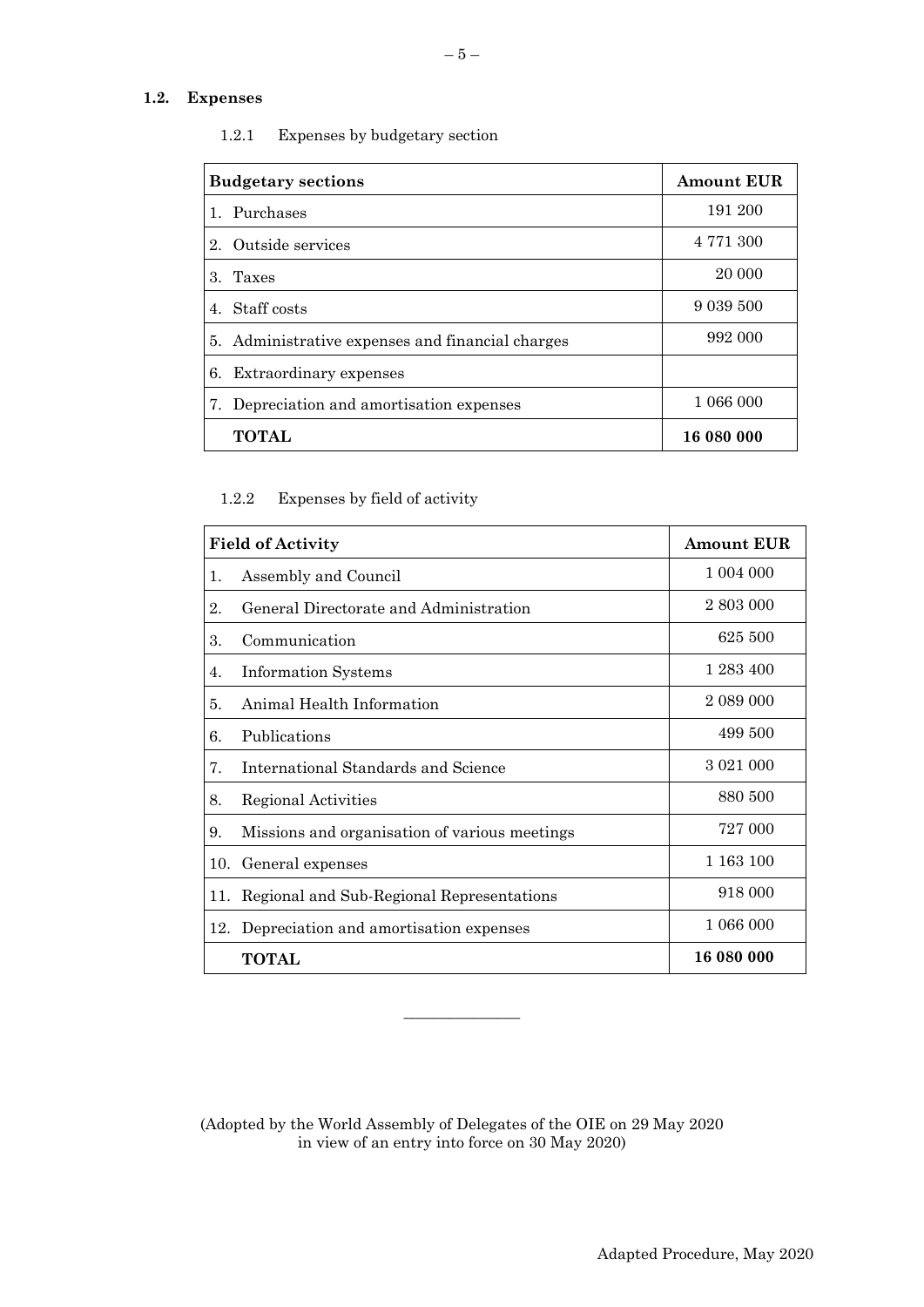## 1.2. Expenses

### 1.2.1 Expenses by budgetary section

| Budgetary sections | Amount EUR |
|---|---|
| 1. Purchases | 191 200 |
| 2. Outside services | 4 771 300 |
| 3. Taxes | 20 000 |
| 4. Staff costs | 9 039 500 |
| 5. Administrative expenses and financial charges | 992 000 |
| 6. Extraordinary expenses | |
| 7. Depreciation and amortisation expenses | 1 066 000 |
| **TOTAL** | **16 080 000** |

### 1.2.2 Expenses by field of activity

| Field of Activity | Amount EUR |
|---|---|
| 1. Assembly and Council | 1 004 000 |
| 2. General Directorate and Administration | 2 803 000 |
| 3. Communication | 625 500 |
| 4. Information Systems | 1 283 400 |
| 5. Animal Health Information | 2 089 000 |
| 6. Publications | 499 500 |
| 7. International Standards and Science | 3 021 000 |
| 8. Regional Activities | 880 500 |
| 9. Missions and organisation of various meetings | 727 000 |
| 10. General expenses | 1 163 100 |
| 11. Regional and Sub-Regional Representations | 918 000 |
| 12. Depreciation and amortisation expenses | 1 066 000 |
| **TOTAL** | **16 080 000** |

---

(Adopted by the World Assembly of Delegates of the OIE on 29 May 2020 in view of an entry into force on 30 May 2020)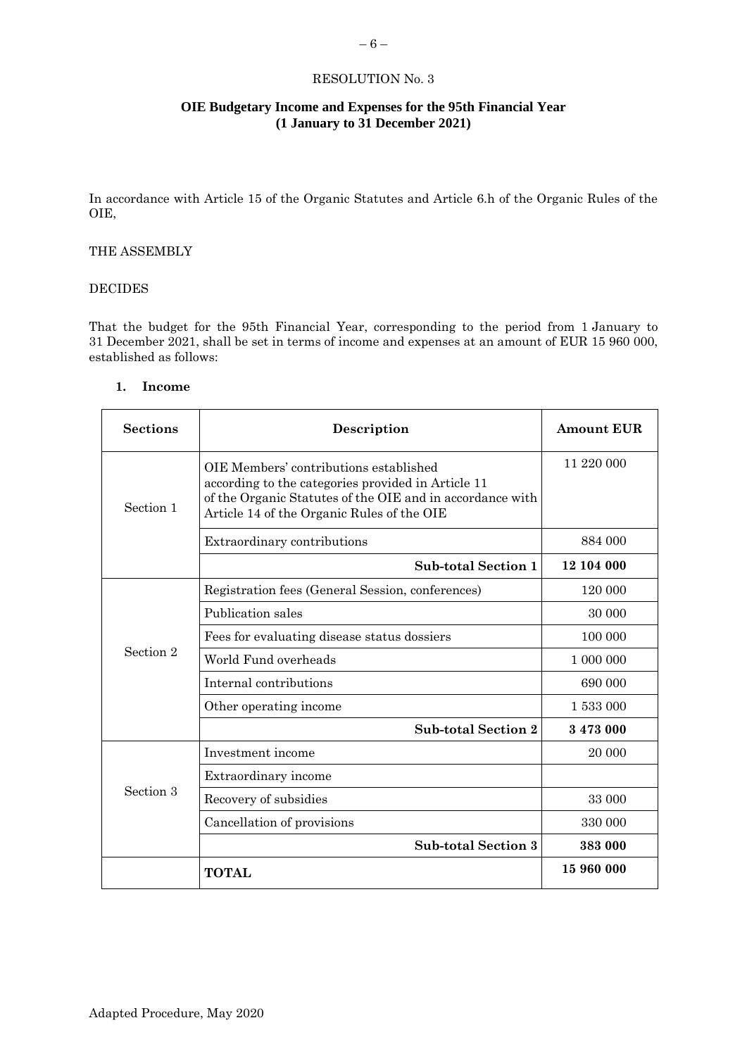RESOLUTION No. 3

## OIE Budgetary Income and Expenses for the 95th Financial Year (1 January to 31 December 2021)

In accordance with Article 15 of the Organic Statutes and Article 6.h of the Organic Rules of the OIE,

THE ASSEMBLY

DECIDES

That the budget for the 95th Financial Year, corresponding to the period from 1 January to 31 December 2021, shall be set in terms of income and expenses at an amount of EUR 15 960 000, established as follows:

1. **Income**

| Sections | Description | Amount EUR |
|---|---|---|
| Section 1 | OIE Members' contributions established according to the categories provided in Article 11 of the Organic Statutes of the OIE and in accordance with Article 14 of the Organic Rules of the OIE | 11 220 000 |
| | Extraordinary contributions | 884 000 |
| | **Sub-total Section 1** | **12 104 000** |
| Section 2 | Registration fees (General Session, conferences) | 120 000 |
| | Publication sales | 30 000 |
| | Fees for evaluating disease status dossiers | 100 000 |
| | World Fund overheads | 1 000 000 |
| | Internal contributions | 690 000 |
| | Other operating income | 1 533 000 |
| | **Sub-total Section 2** | **3 473 000** |
| Section 3 | Investment income | 20 000 |
| | Extraordinary income | |
| | Recovery of subsidies | 33 000 |
| | Cancellation of provisions | 330 000 |
| | **Sub-total Section 3** | **383 000** |
| | **TOTAL** | **15 960 000** |

Adapted Procedure, May 2020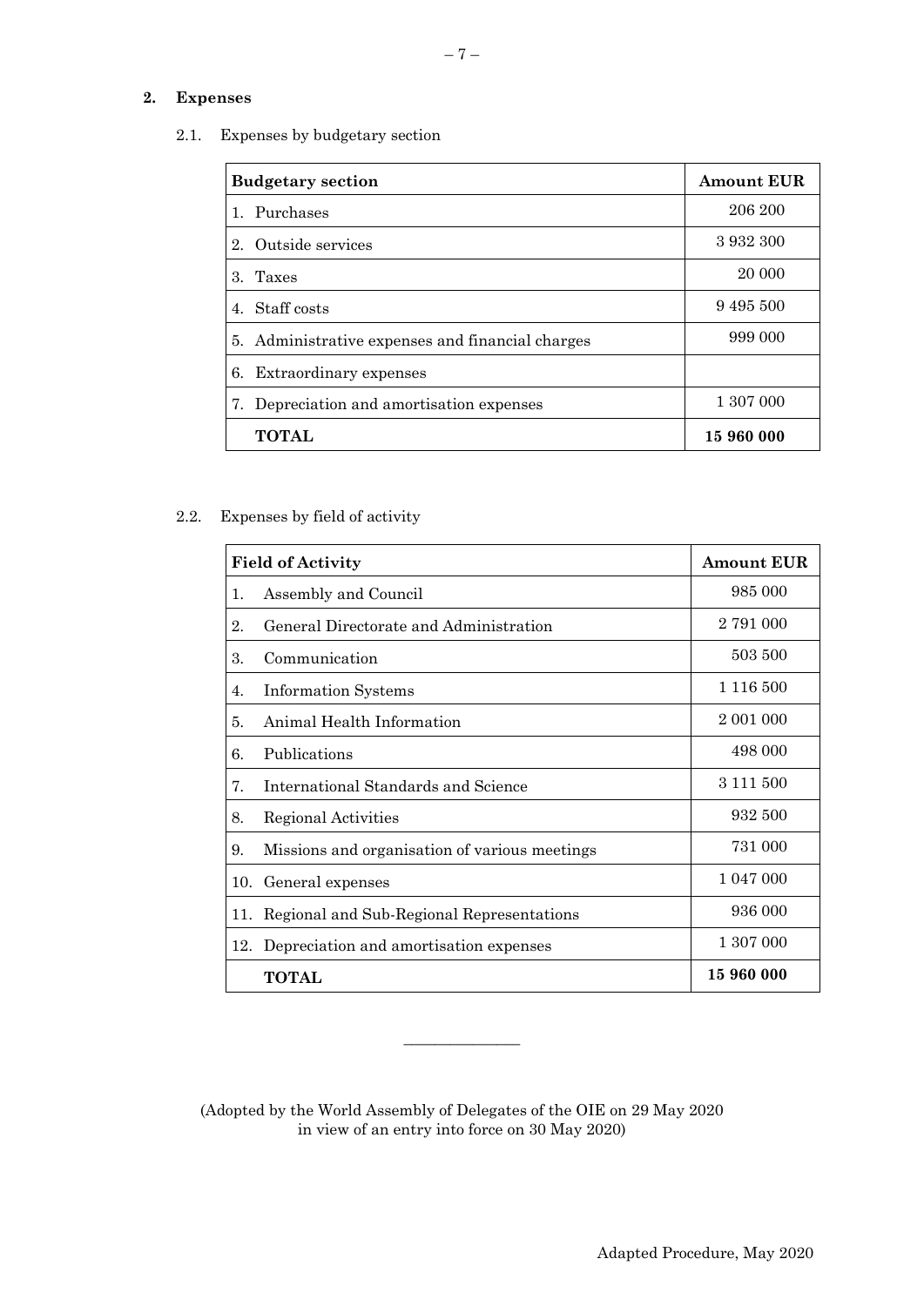## 2. Expenses

2.1. Expenses by budgetary section

| Budgetary section | Amount EUR |
|---|---|
| 1. Purchases | 206 200 |
| 2. Outside services | 3 932 300 |
| 3. Taxes | 20 000 |
| 4. Staff costs | 9 495 500 |
| 5. Administrative expenses and financial charges | 999 000 |
| 6. Extraordinary expenses | |
| 7. Depreciation and amortisation expenses | 1 307 000 |
| **TOTAL** | **15 960 000** |

2.2. Expenses by field of activity

| Field of Activity | Amount EUR |
|---|---|
| 1. Assembly and Council | 985 000 |
| 2. General Directorate and Administration | 2 791 000 |
| 3. Communication | 503 500 |
| 4. Information Systems | 1 116 500 |
| 5. Animal Health Information | 2 001 000 |
| 6. Publications | 498 000 |
| 7. International Standards and Science | 3 111 500 |
| 8. Regional Activities | 932 500 |
| 9. Missions and organisation of various meetings | 731 000 |
| 10. General expenses | 1 047 000 |
| 11. Regional and Sub-Regional Representations | 936 000 |
| 12. Depreciation and amortisation expenses | 1 307 000 |
| **TOTAL** | **15 960 000** |

---

(Adopted by the World Assembly of Delegates of the OIE on 29 May 2020 in view of an entry into force on 30 May 2020)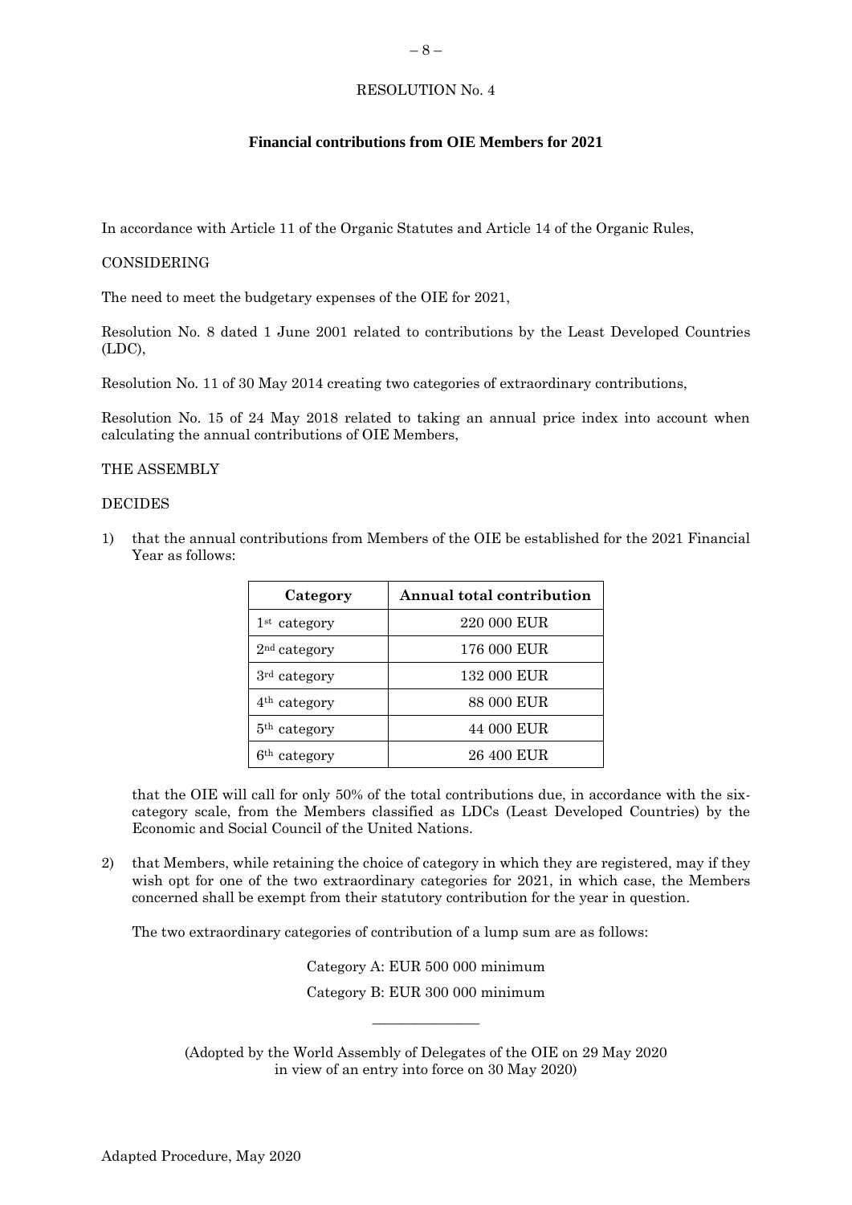RESOLUTION No. 4

**Financial contributions from OIE Members for 2021**

In accordance with Article 11 of the Organic Statutes and Article 14 of the Organic Rules,

CONSIDERING

The need to meet the budgetary expenses of the OIE for 2021,

Resolution No. 8 dated 1 June 2001 related to contributions by the Least Developed Countries (LDC),

Resolution No. 11 of 30 May 2014 creating two categories of extraordinary contributions,

Resolution No. 15 of 24 May 2018 related to taking an annual price index into account when calculating the annual contributions of OIE Members,

THE ASSEMBLY

DECIDES

1) that the annual contributions from Members of the OIE be established for the 2021 Financial Year as follows:

| Category | Annual total contribution |
|---|---|
| 1st category | 220 000 EUR |
| 2nd category | 176 000 EUR |
| 3rd category | 132 000 EUR |
| 4th category | 88 000 EUR |
| 5th category | 44 000 EUR |
| 6th category | 26 400 EUR |

   that the OIE will call for only 50% of the total contributions due, in accordance with the six-category scale, from the Members classified as LDCs (Least Developed Countries) by the Economic and Social Council of the United Nations.

2) that Members, while retaining the choice of category in which they are registered, may if they wish opt for one of the two extraordinary categories for 2021, in which case, the Members concerned shall be exempt from their statutory contribution for the year in question.

   The two extraordinary categories of contribution of a lump sum are as follows:

   Category A: EUR 500 000 minimum

   Category B: EUR 300 000 minimum

---

(Adopted by the World Assembly of Delegates of the OIE on 29 May 2020 in view of an entry into force on 30 May 2020)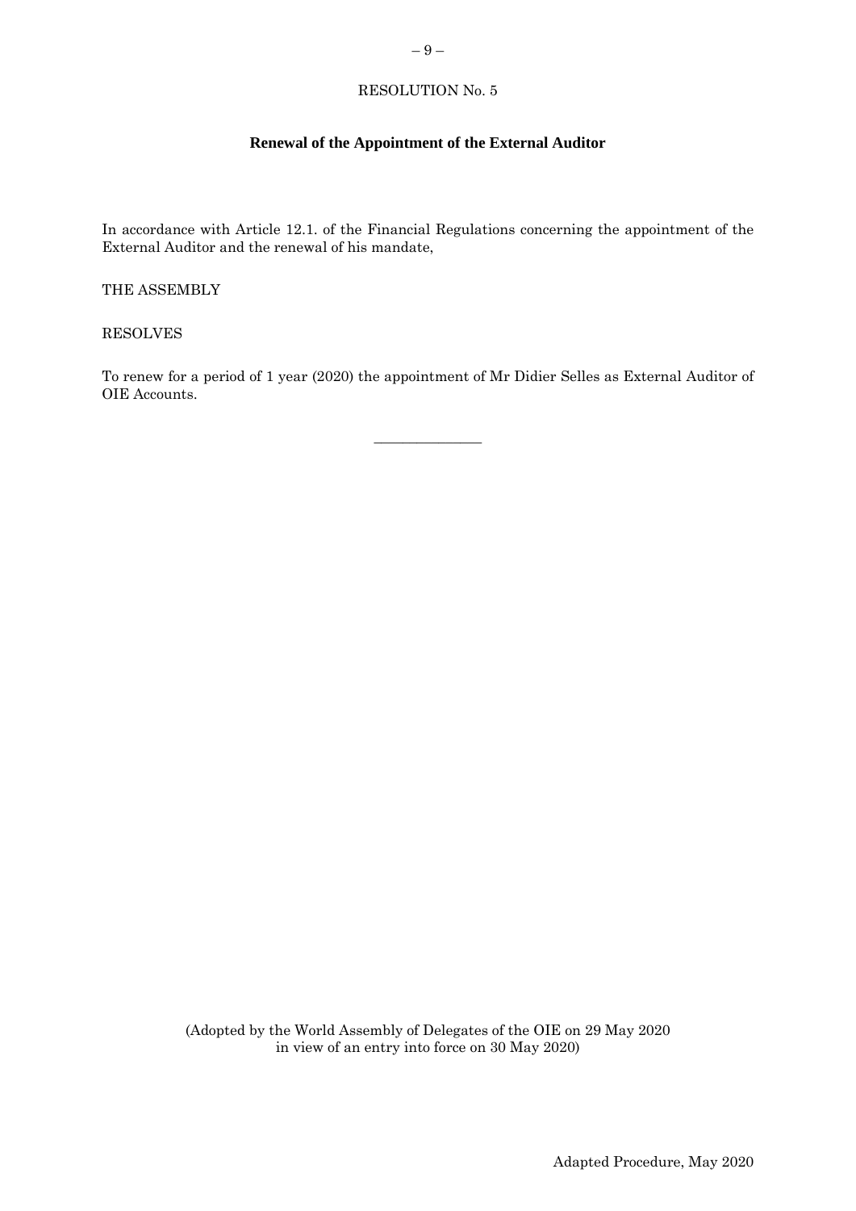RESOLUTION No. 5

## Renewal of the Appointment of the External Auditor

In accordance with Article 12.1. of the Financial Regulations concerning the appointment of the External Auditor and the renewal of his mandate,

THE ASSEMBLY

RESOLVES

To renew for a period of 1 year (2020) the appointment of Mr Didier Selles as External Auditor of OIE Accounts.

---

(Adopted by the World Assembly of Delegates of the OIE on 29 May 2020 in view of an entry into force on 30 May 2020)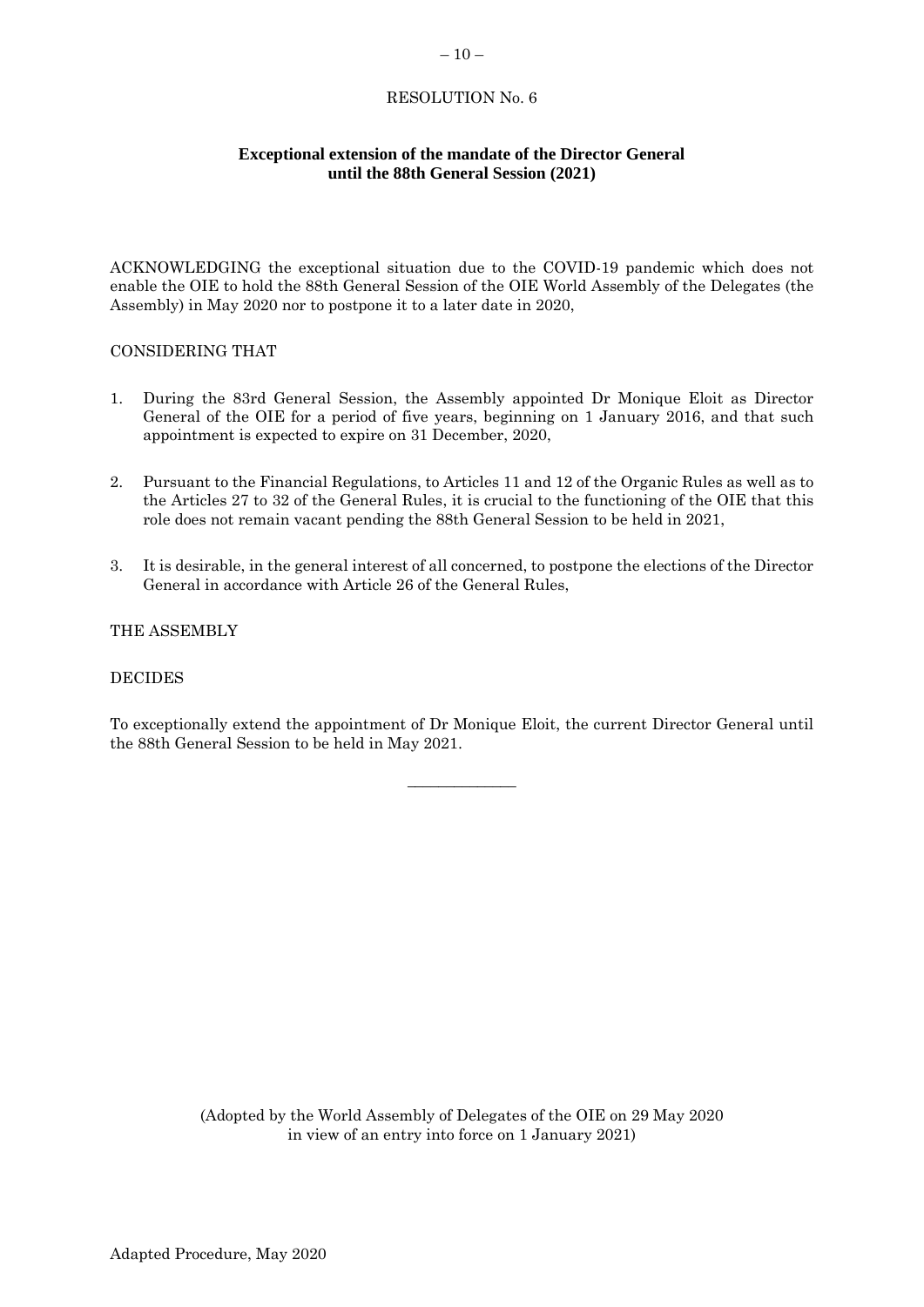RESOLUTION No. 6

**Exceptional extension of the mandate of the Director General until the 88th General Session (2021)**

ACKNOWLEDGING the exceptional situation due to the COVID-19 pandemic which does not enable the OIE to hold the 88th General Session of the OIE World Assembly of the Delegates (the Assembly) in May 2020 nor to postpone it to a later date in 2020,

CONSIDERING THAT

1. During the 83rd General Session, the Assembly appointed Dr Monique Eloit as Director General of the OIE for a period of five years, beginning on 1 January 2016, and that such appointment is expected to expire on 31 December, 2020,

2. Pursuant to the Financial Regulations, to Articles 11 and 12 of the Organic Rules as well as to the Articles 27 to 32 of the General Rules, it is crucial to the functioning of the OIE that this role does not remain vacant pending the 88th General Session to be held in 2021,

3. It is desirable, in the general interest of all concerned, to postpone the elections of the Director General in accordance with Article 26 of the General Rules,

THE ASSEMBLY

DECIDES

To exceptionally extend the appointment of Dr Monique Eloit, the current Director General until the 88th General Session to be held in May 2021.

_____________

(Adopted by the World Assembly of Delegates of the OIE on 29 May 2020 in view of an entry into force on 1 January 2021)

Adapted Procedure, May 2020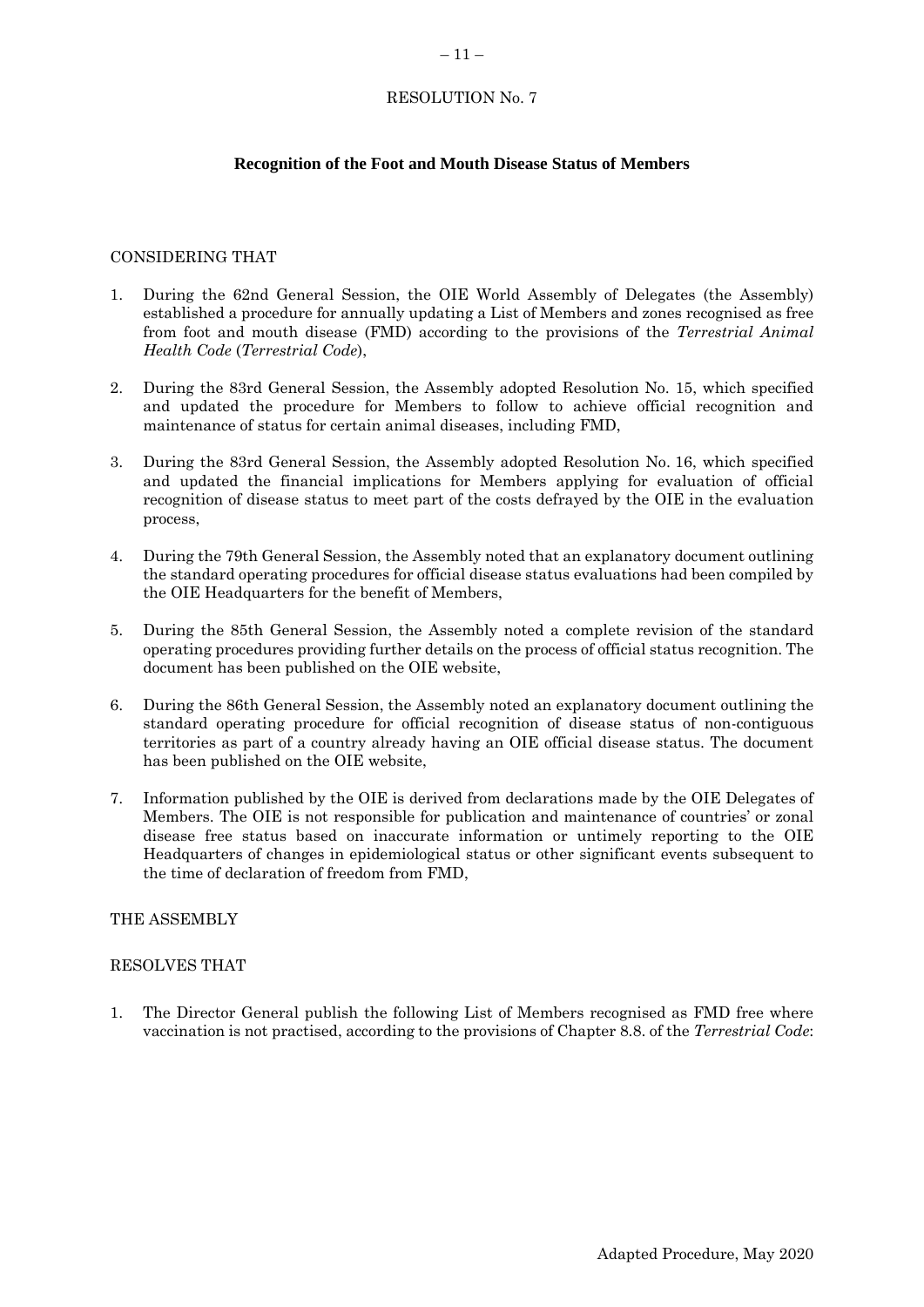RESOLUTION No. 7

## Recognition of the Foot and Mouth Disease Status of Members

CONSIDERING THAT

1. During the 62nd General Session, the OIE World Assembly of Delegates (the Assembly) established a procedure for annually updating a List of Members and zones recognised as free from foot and mouth disease (FMD) according to the provisions of the *Terrestrial Animal Health Code* (*Terrestrial Code*),

2. During the 83rd General Session, the Assembly adopted Resolution No. 15, which specified and updated the procedure for Members to follow to achieve official recognition and maintenance of status for certain animal diseases, including FMD,

3. During the 83rd General Session, the Assembly adopted Resolution No. 16, which specified and updated the financial implications for Members applying for evaluation of official recognition of disease status to meet part of the costs defrayed by the OIE in the evaluation process,

4. During the 79th General Session, the Assembly noted that an explanatory document outlining the standard operating procedures for official disease status evaluations had been compiled by the OIE Headquarters for the benefit of Members,

5. During the 85th General Session, the Assembly noted a complete revision of the standard operating procedures providing further details on the process of official status recognition. The document has been published on the OIE website,

6. During the 86th General Session, the Assembly noted an explanatory document outlining the standard operating procedure for official recognition of disease status of non-contiguous territories as part of a country already having an OIE official disease status. The document has been published on the OIE website,

7. Information published by the OIE is derived from declarations made by the OIE Delegates of Members. The OIE is not responsible for publication and maintenance of countries' or zonal disease free status based on inaccurate information or untimely reporting to the OIE Headquarters of changes in epidemiological status or other significant events subsequent to the time of declaration of freedom from FMD,

THE ASSEMBLY

RESOLVES THAT

1. The Director General publish the following List of Members recognised as FMD free where vaccination is not practised, according to the provisions of Chapter 8.8. of the *Terrestrial Code*: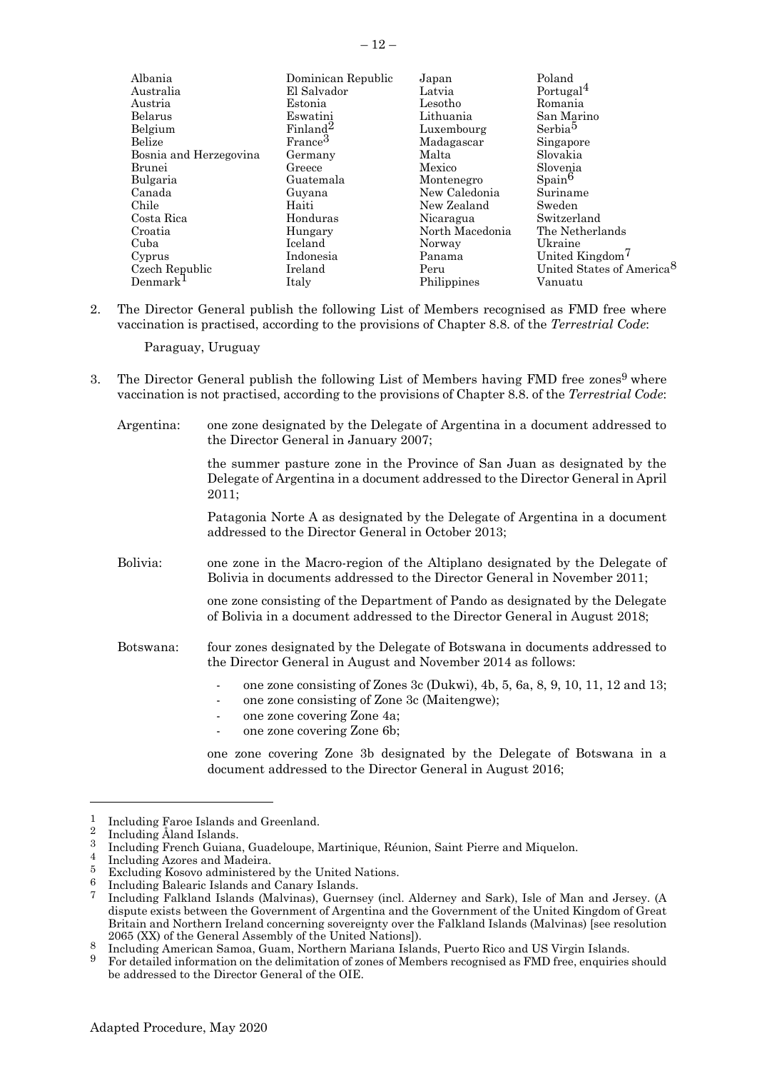Albania, Australia, Austria, Belarus, Belgium, Belize, Bosnia and Herzegovina, Brunei, Bulgaria, Canada, Chile, Costa Rica, Croatia, Cuba, Cyprus, Czech Republic, Denmark[1], Dominican Republic, El Salvador, Estonia, Eswatini, Finland[2], France[3], Germany, Greece, Guatemala, Guyana, Haiti, Honduras, Hungary, Iceland, Indonesia, Ireland, Italy, Japan, Latvia, Lesotho, Lithuania, Luxembourg, Madagascar, Malta, Mexico, Montenegro, New Caledonia, New Zealand, Nicaragua, North Macedonia, Norway, Panama, Peru, Philippines, Poland, Portugal[4], Romania, San Marino, Serbia[5], Singapore, Slovakia, Slovenia, Spain[6], Suriname, Sweden, Switzerland, The Netherlands, Ukraine, United Kingdom[7], United States of America[8], Vanuatu

2. The Director General publish the following List of Members recognised as FMD free where vaccination is practised, according to the provisions of Chapter 8.8. of the *Terrestrial Code*:

   Paraguay, Uruguay

3. The Director General publish the following List of Members having FMD free zones[9] where vaccination is not practised, according to the provisions of Chapter 8.8. of the *Terrestrial Code*:

   Argentina: one zone designated by the Delegate of Argentina in a document addressed to the Director General in January 2007;

   the summer pasture zone in the Province of San Juan as designated by the Delegate of Argentina in a document addressed to the Director General in April 2011;

   Patagonia Norte A as designated by the Delegate of Argentina in a document addressed to the Director General in October 2013;

   Bolivia: one zone in the Macro-region of the Altiplano designated by the Delegate of Bolivia in documents addressed to the Director General in November 2011;

   one zone consisting of the Department of Pando as designated by the Delegate of Bolivia in a document addressed to the Director General in August 2018;

   Botswana: four zones designated by the Delegate of Botswana in documents addressed to the Director General in August and November 2014 as follows:

   - one zone consisting of Zones 3c (Dukwi), 4b, 5, 6a, 8, 9, 10, 11, 12 and 13;
   - one zone consisting of Zone 3c (Maitengwe);
   - one zone covering Zone 4a;
   - one zone covering Zone 6b;

   one zone covering Zone 3b designated by the Delegate of Botswana in a document addressed to the Director General in August 2016;

---

[1] Including Faroe Islands and Greenland.

[2] Including Åland Islands.

[3] Including French Guiana, Guadeloupe, Martinique, Réunion, Saint Pierre and Miquelon.

[4] Including Azores and Madeira.

[5] Excluding Kosovo administered by the United Nations.

[6] Including Balearic Islands and Canary Islands.

[7] Including Falkland Islands (Malvinas), Guernsey (incl. Alderney and Sark), Isle of Man and Jersey. (A dispute exists between the Government of Argentina and the Government of the United Kingdom of Great Britain and Northern Ireland concerning sovereignty over the Falkland Islands (Malvinas) [see resolution 2065 (XX) of the General Assembly of the United Nations]).

[8] Including American Samoa, Guam, Northern Mariana Islands, Puerto Rico and US Virgin Islands.

[9] For detailed information on the delimitation of zones of Members recognised as FMD free, enquiries should be addressed to the Director General of the OIE.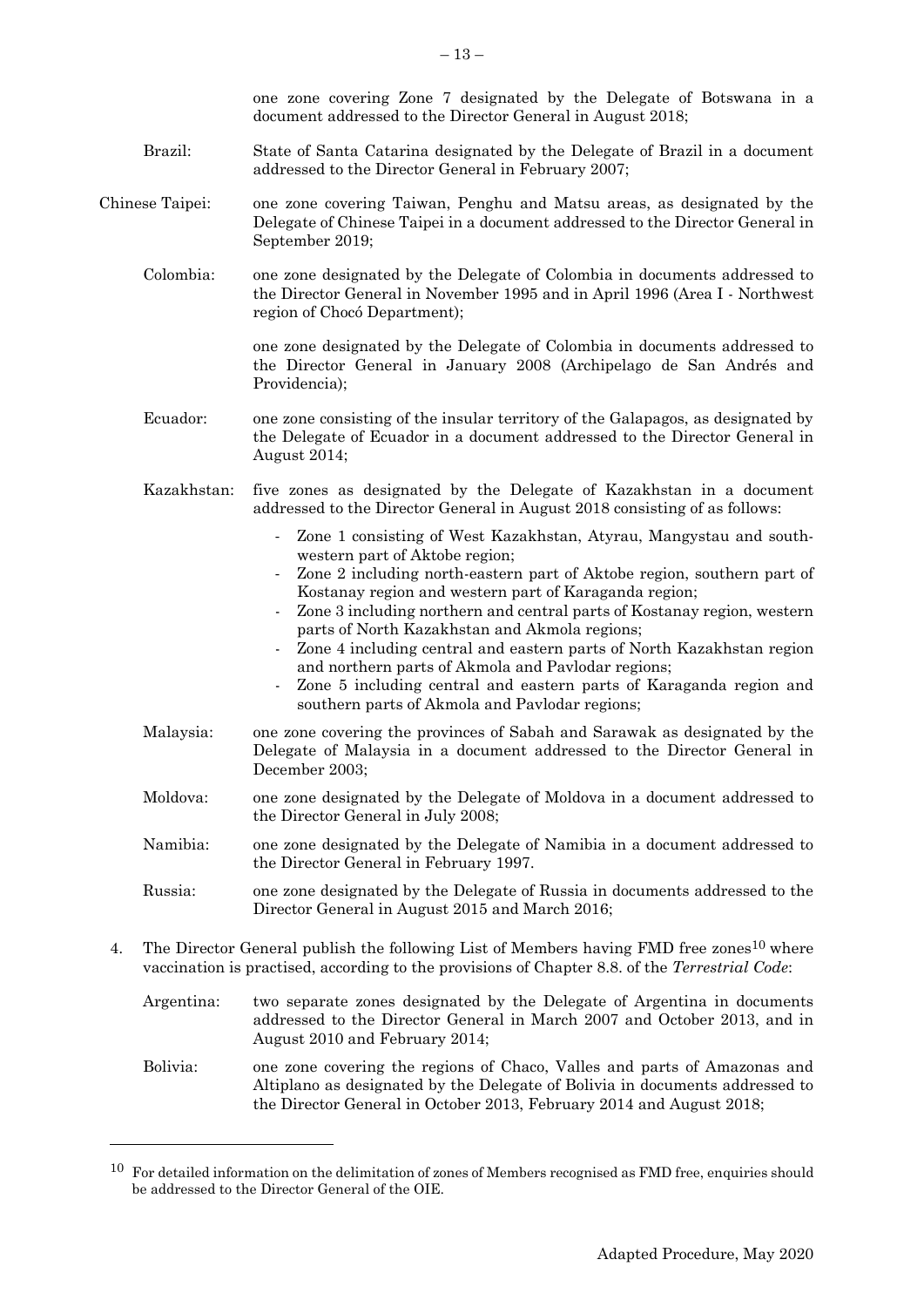one zone covering Zone 7 designated by the Delegate of Botswana in a document addressed to the Director General in August 2018;

Brazil: State of Santa Catarina designated by the Delegate of Brazil in a document addressed to the Director General in February 2007;

Chinese Taipei: one zone covering Taiwan, Penghu and Matsu areas, as designated by the Delegate of Chinese Taipei in a document addressed to the Director General in September 2019;

Colombia: one zone designated by the Delegate of Colombia in documents addressed to the Director General in November 1995 and in April 1996 (Area I - Northwest region of Chocó Department);

one zone designated by the Delegate of Colombia in documents addressed to the Director General in January 2008 (Archipelago de San Andrés and Providencia);

Ecuador: one zone consisting of the insular territory of the Galapagos, as designated by the Delegate of Ecuador in a document addressed to the Director General in August 2014;

Kazakhstan: five zones as designated by the Delegate of Kazakhstan in a document addressed to the Director General in August 2018 consisting of as follows:

- Zone 1 consisting of West Kazakhstan, Atyrau, Mangystau and south-western part of Aktobe region;
- Zone 2 including north-eastern part of Aktobe region, southern part of Kostanay region and western part of Karaganda region;
- Zone 3 including northern and central parts of Kostanay region, western parts of North Kazakhstan and Akmola regions;
- Zone 4 including central and eastern parts of North Kazakhstan region and northern parts of Akmola and Pavlodar regions;
- Zone 5 including central and eastern parts of Karaganda region and southern parts of Akmola and Pavlodar regions;

Malaysia: one zone covering the provinces of Sabah and Sarawak as designated by the Delegate of Malaysia in a document addressed to the Director General in December 2003;

Moldova: one zone designated by the Delegate of Moldova in a document addressed to the Director General in July 2008;

Namibia: one zone designated by the Delegate of Namibia in a document addressed to the Director General in February 1997.

Russia: one zone designated by the Delegate of Russia in documents addressed to the Director General in August 2015 and March 2016;

4. The Director General publish the following List of Members having FMD free zones[10] where vaccination is practised, according to the provisions of Chapter 8.8. of the *Terrestrial Code*:

Argentina: two separate zones designated by the Delegate of Argentina in documents addressed to the Director General in March 2007 and October 2013, and in August 2010 and February 2014;

Bolivia: one zone covering the regions of Chaco, Valles and parts of Amazonas and Altiplano as designated by the Delegate of Bolivia in documents addressed to the Director General in October 2013, February 2014 and August 2018;

[10] For detailed information on the delimitation of zones of Members recognised as FMD free, enquiries should be addressed to the Director General of the OIE.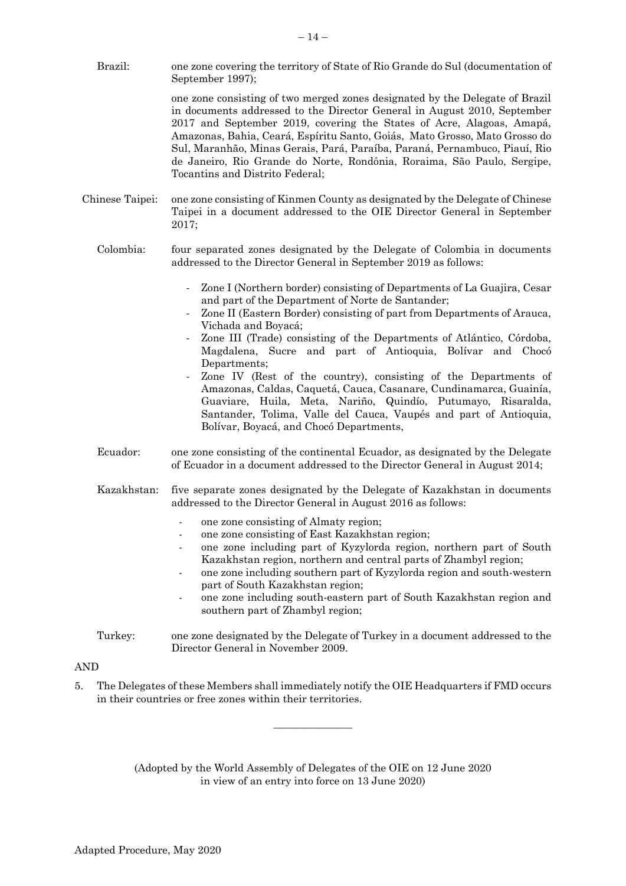Brazil: one zone covering the territory of State of Rio Grande do Sul (documentation of September 1997);

one zone consisting of two merged zones designated by the Delegate of Brazil in documents addressed to the Director General in August 2010, September 2017 and September 2019, covering the States of Acre, Alagoas, Amapá, Amazonas, Bahia, Ceará, Espíritu Santo, Goiás, Mato Grosso, Mato Grosso do Sul, Maranhão, Minas Gerais, Pará, Paraíba, Paraná, Pernambuco, Piauí, Rio de Janeiro, Rio Grande do Norte, Rondônia, Roraima, São Paulo, Sergipe, Tocantins and Distrito Federal;

Chinese Taipei: one zone consisting of Kinmen County as designated by the Delegate of Chinese Taipei in a document addressed to the OIE Director General in September 2017;

Colombia: four separated zones designated by the Delegate of Colombia in documents addressed to the Director General in September 2019 as follows:

- Zone I (Northern border) consisting of Departments of La Guajira, Cesar and part of the Department of Norte de Santander;
- Zone II (Eastern Border) consisting of part from Departments of Arauca, Vichada and Boyacá;
- Zone III (Trade) consisting of the Departments of Atlántico, Córdoba, Magdalena, Sucre and part of Antioquia, Bolívar and Chocó Departments;
- Zone IV (Rest of the country), consisting of the Departments of Amazonas, Caldas, Caquetá, Cauca, Casanare, Cundinamarca, Guainía, Guaviare, Huila, Meta, Nariño, Quindío, Putumayo, Risaralda, Santander, Tolima, Valle del Cauca, Vaupés and part of Antioquia, Bolívar, Boyacá, and Chocó Departments,

Ecuador: one zone consisting of the continental Ecuador, as designated by the Delegate of Ecuador in a document addressed to the Director General in August 2014;

Kazakhstan: five separate zones designated by the Delegate of Kazakhstan in documents addressed to the Director General in August 2016 as follows:

- one zone consisting of Almaty region;
- one zone consisting of East Kazakhstan region;
- one zone including part of Kyzylorda region, northern part of South Kazakhstan region, northern and central parts of Zhambyl region;
- one zone including southern part of Kyzylorda region and south-western part of South Kazakhstan region;
- one zone including south-eastern part of South Kazakhstan region and southern part of Zhambyl region;

Turkey: one zone designated by the Delegate of Turkey in a document addressed to the Director General in November 2009.

AND

5. The Delegates of these Members shall immediately notify the OIE Headquarters if FMD occurs in their countries or free zones within their territories.

---

(Adopted by the World Assembly of Delegates of the OIE on 12 June 2020 in view of an entry into force on 13 June 2020)

Adapted Procedure, May 2020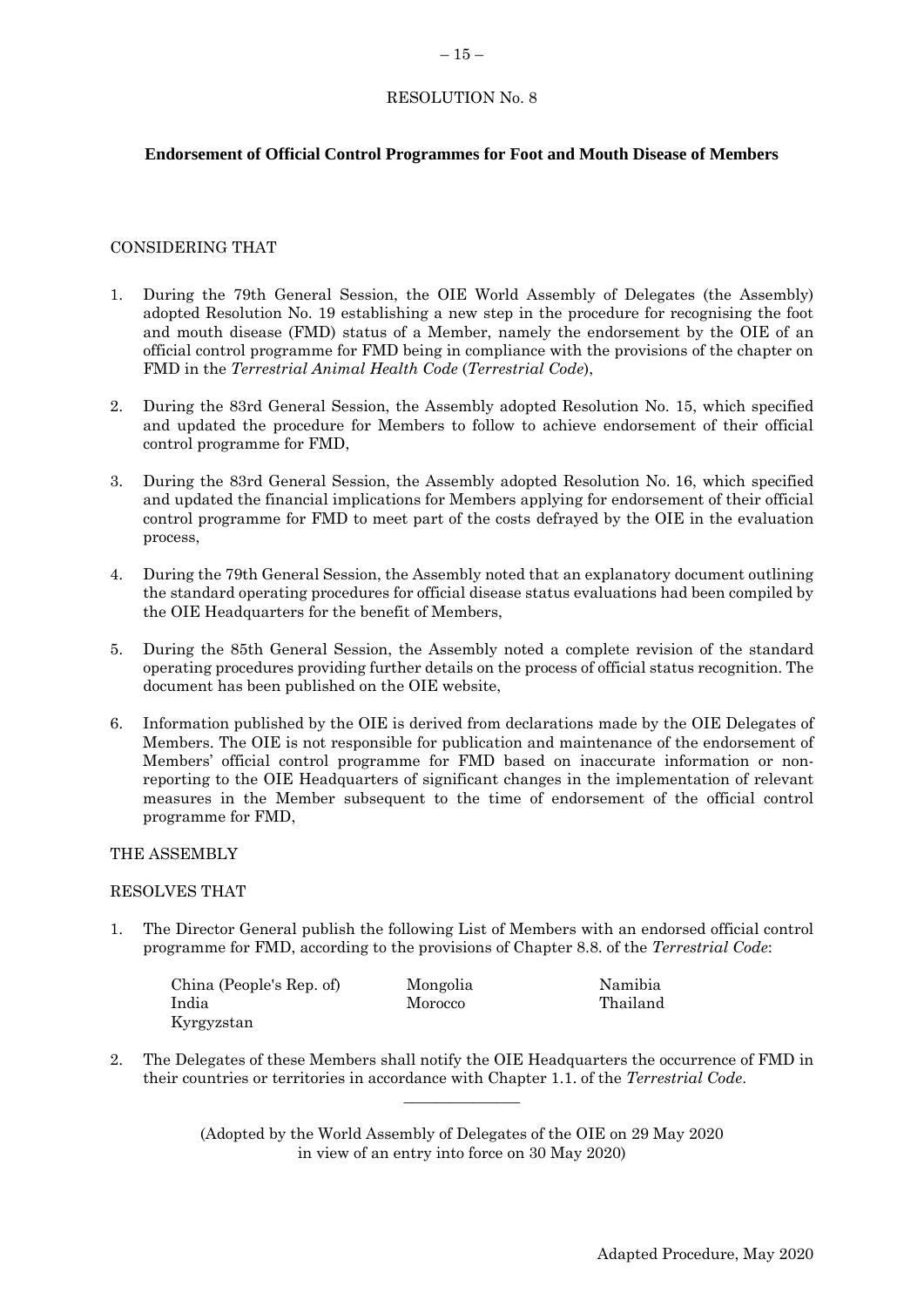RESOLUTION No. 8

**Endorsement of Official Control Programmes for Foot and Mouth Disease of Members**

CONSIDERING THAT

1. During the 79th General Session, the OIE World Assembly of Delegates (the Assembly) adopted Resolution No. 19 establishing a new step in the procedure for recognising the foot and mouth disease (FMD) status of a Member, namely the endorsement by the OIE of an official control programme for FMD being in compliance with the provisions of the chapter on FMD in the *Terrestrial Animal Health Code* (*Terrestrial Code*),

2. During the 83rd General Session, the Assembly adopted Resolution No. 15, which specified and updated the procedure for Members to follow to achieve endorsement of their official control programme for FMD,

3. During the 83rd General Session, the Assembly adopted Resolution No. 16, which specified and updated the financial implications for Members applying for endorsement of their official control programme for FMD to meet part of the costs defrayed by the OIE in the evaluation process,

4. During the 79th General Session, the Assembly noted that an explanatory document outlining the standard operating procedures for official disease status evaluations had been compiled by the OIE Headquarters for the benefit of Members,

5. During the 85th General Session, the Assembly noted a complete revision of the standard operating procedures providing further details on the process of official status recognition. The document has been published on the OIE website,

6. Information published by the OIE is derived from declarations made by the OIE Delegates of Members. The OIE is not responsible for publication and maintenance of the endorsement of Members' official control programme for FMD based on inaccurate information or non-reporting to the OIE Headquarters of significant changes in the implementation of relevant measures in the Member subsequent to the time of endorsement of the official control programme for FMD,

THE ASSEMBLY

RESOLVES THAT

1. The Director General publish the following List of Members with an endorsed official control programme for FMD, according to the provisions of Chapter 8.8. of the *Terrestrial Code*:

   China (People's Rep. of)
   India
   Kyrgyzstan
   Mongolia
   Morocco
   Namibia
   Thailand

2. The Delegates of these Members shall notify the OIE Headquarters the occurrence of FMD in their countries or territories in accordance with Chapter 1.1. of the *Terrestrial Code*.

---

(Adopted by the World Assembly of Delegates of the OIE on 29 May 2020 in view of an entry into force on 30 May 2020)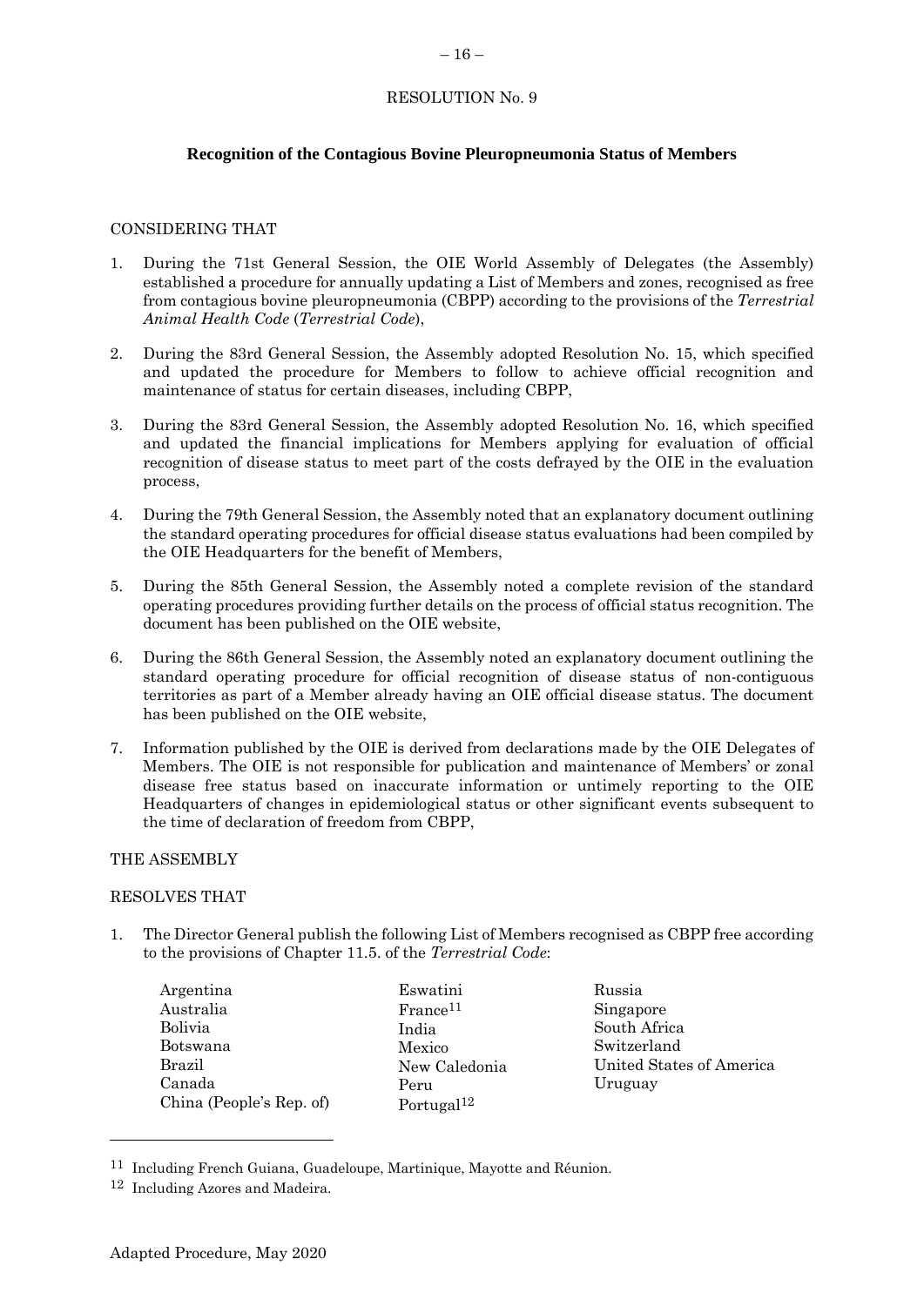RESOLUTION No. 9

**Recognition of the Contagious Bovine Pleuropneumonia Status of Members**

CONSIDERING THAT

1. During the 71st General Session, the OIE World Assembly of Delegates (the Assembly) established a procedure for annually updating a List of Members and zones, recognised as free from contagious bovine pleuropneumonia (CBPP) according to the provisions of the *Terrestrial Animal Health Code* (*Terrestrial Code*),

2. During the 83rd General Session, the Assembly adopted Resolution No. 15, which specified and updated the procedure for Members to follow to achieve official recognition and maintenance of status for certain diseases, including CBPP,

3. During the 83rd General Session, the Assembly adopted Resolution No. 16, which specified and updated the financial implications for Members applying for evaluation of official recognition of disease status to meet part of the costs defrayed by the OIE in the evaluation process,

4. During the 79th General Session, the Assembly noted that an explanatory document outlining the standard operating procedures for official disease status evaluations had been compiled by the OIE Headquarters for the benefit of Members,

5. During the 85th General Session, the Assembly noted a complete revision of the standard operating procedures providing further details on the process of official status recognition. The document has been published on the OIE website,

6. During the 86th General Session, the Assembly noted an explanatory document outlining the standard operating procedure for official recognition of disease status of non-contiguous territories as part of a Member already having an OIE official disease status. The document has been published on the OIE website,

7. Information published by the OIE is derived from declarations made by the OIE Delegates of Members. The OIE is not responsible for publication and maintenance of Members' or zonal disease free status based on inaccurate information or untimely reporting to the OIE Headquarters of changes in epidemiological status or other significant events subsequent to the time of declaration of freedom from CBPP,

THE ASSEMBLY

RESOLVES THAT

1. The Director General publish the following List of Members recognised as CBPP free according to the provisions of Chapter 11.5. of the *Terrestrial Code*:

   Argentina
   Australia
   Bolivia
   Botswana
   Brazil
   Canada
   China (People's Rep. of)
   Eswatini
   France[11]
   India
   Mexico
   New Caledonia
   Peru
   Portugal[12]
   Russia
   Singapore
   South Africa
   Switzerland
   United States of America
   Uruguay

---

[11] Including French Guiana, Guadeloupe, Martinique, Mayotte and Réunion.

[12] Including Azores and Madeira.

Adapted Procedure, May 2020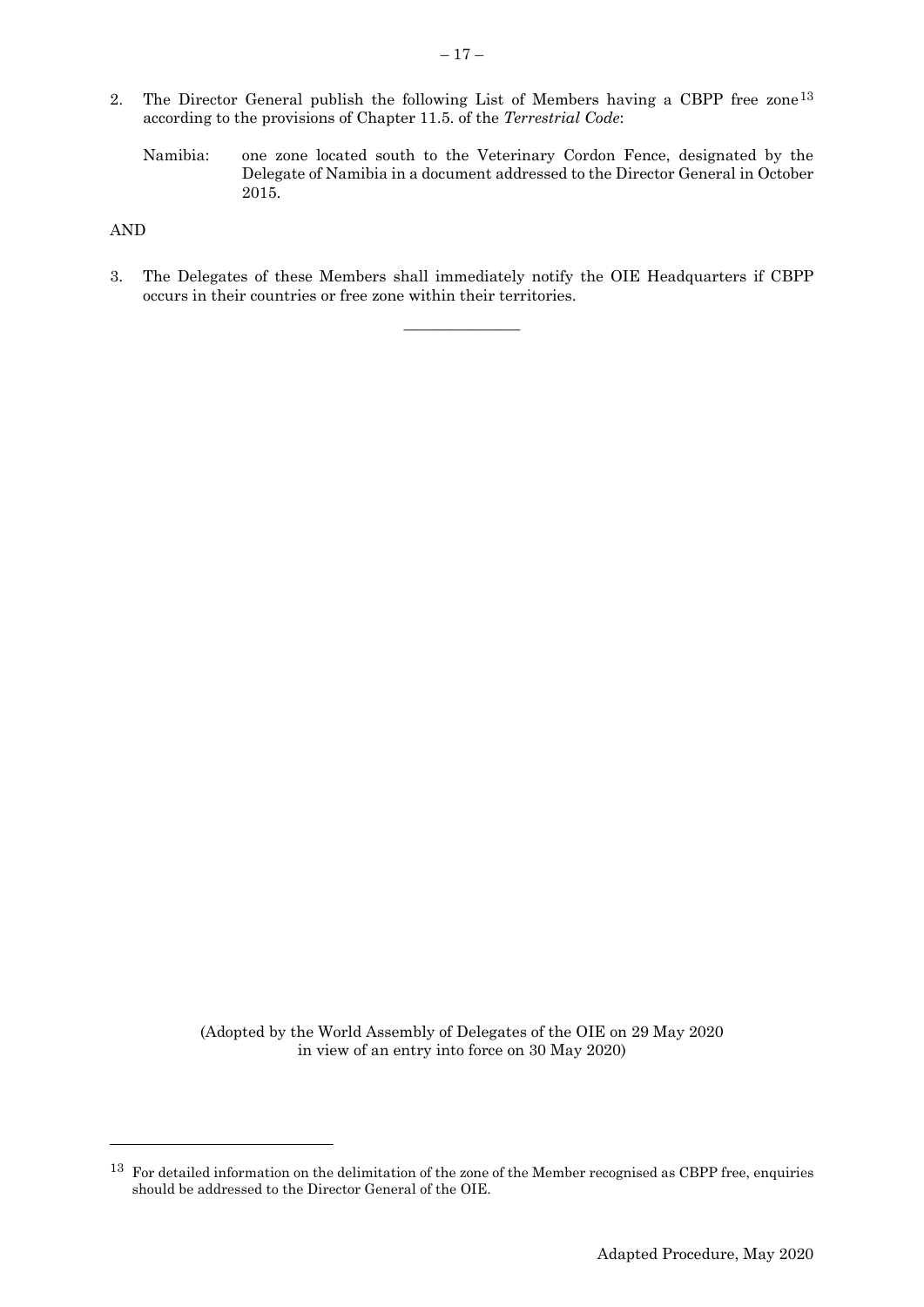2. The Director General publish the following List of Members having a CBPP free zone[13] according to the provisions of Chapter 11.5. of the *Terrestrial Code*:

   Namibia: one zone located south to the Veterinary Cordon Fence, designated by the Delegate of Namibia in a document addressed to the Director General in October 2015.

AND

3. The Delegates of these Members shall immediately notify the OIE Headquarters if CBPP occurs in their countries or free zone within their territories.

_______________

(Adopted by the World Assembly of Delegates of the OIE on 29 May 2020 in view of an entry into force on 30 May 2020)

[13] For detailed information on the delimitation of the zone of the Member recognised as CBPP free, enquiries should be addressed to the Director General of the OIE.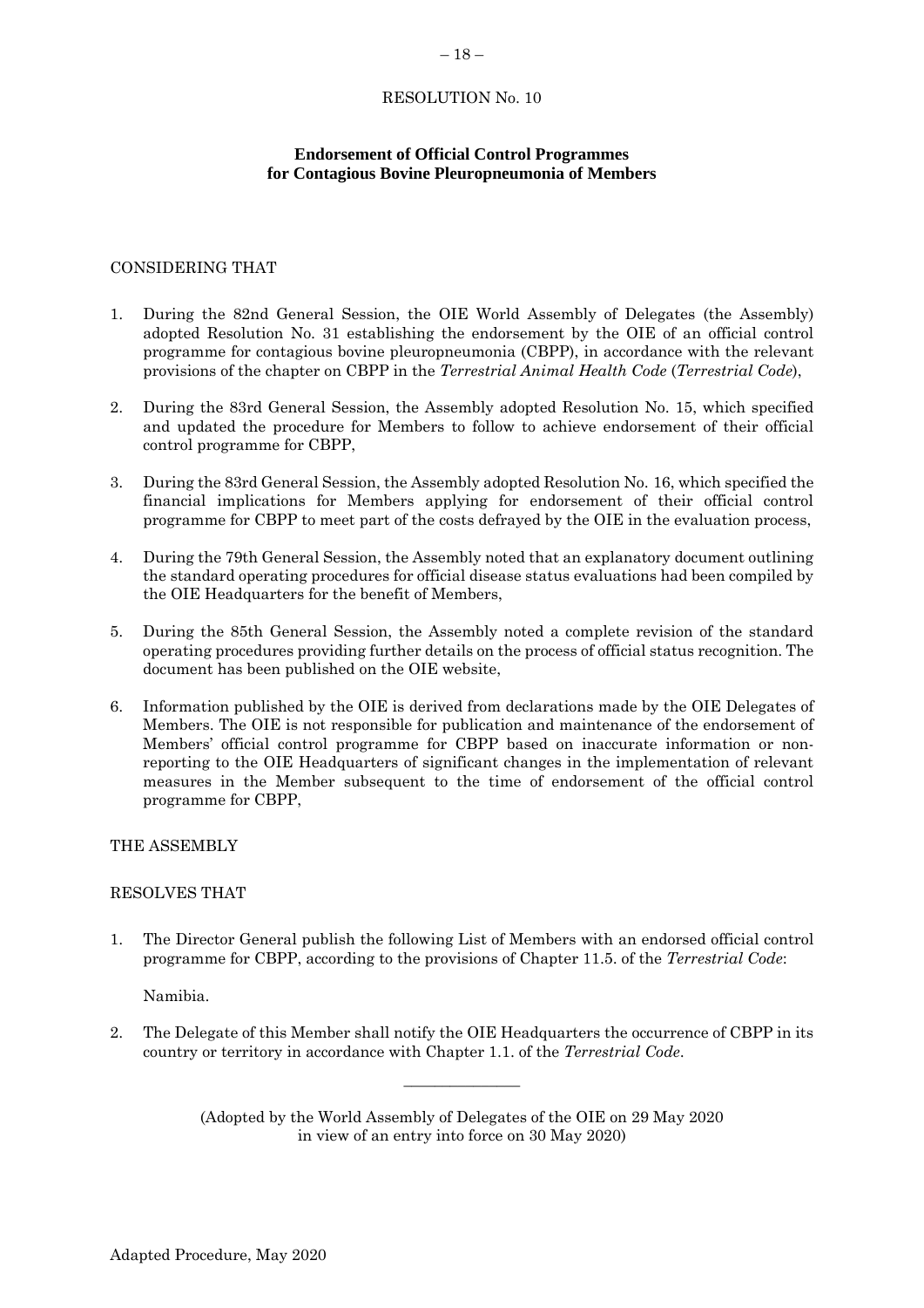# RESOLUTION No. 10

## Endorsement of Official Control Programmes for Contagious Bovine Pleuropneumonia of Members

CONSIDERING THAT

1. During the 82nd General Session, the OIE World Assembly of Delegates (the Assembly) adopted Resolution No. 31 establishing the endorsement by the OIE of an official control programme for contagious bovine pleuropneumonia (CBPP), in accordance with the relevant provisions of the chapter on CBPP in the *Terrestrial Animal Health Code* (*Terrestrial Code*),

2. During the 83rd General Session, the Assembly adopted Resolution No. 15, which specified and updated the procedure for Members to follow to achieve endorsement of their official control programme for CBPP,

3. During the 83rd General Session, the Assembly adopted Resolution No. 16, which specified the financial implications for Members applying for endorsement of their official control programme for CBPP to meet part of the costs defrayed by the OIE in the evaluation process,

4. During the 79th General Session, the Assembly noted that an explanatory document outlining the standard operating procedures for official disease status evaluations had been compiled by the OIE Headquarters for the benefit of Members,

5. During the 85th General Session, the Assembly noted a complete revision of the standard operating procedures providing further details on the process of official status recognition. The document has been published on the OIE website,

6. Information published by the OIE is derived from declarations made by the OIE Delegates of Members. The OIE is not responsible for publication and maintenance of the endorsement of Members' official control programme for CBPP based on inaccurate information or non-reporting to the OIE Headquarters of significant changes in the implementation of relevant measures in the Member subsequent to the time of endorsement of the official control programme for CBPP,

THE ASSEMBLY

RESOLVES THAT

1. The Director General publish the following List of Members with an endorsed official control programme for CBPP, according to the provisions of Chapter 11.5. of the *Terrestrial Code*:

   Namibia.

2. The Delegate of this Member shall notify the OIE Headquarters the occurrence of CBPP in its country or territory in accordance with Chapter 1.1. of the *Terrestrial Code*.

---

(Adopted by the World Assembly of Delegates of the OIE on 29 May 2020 in view of an entry into force on 30 May 2020)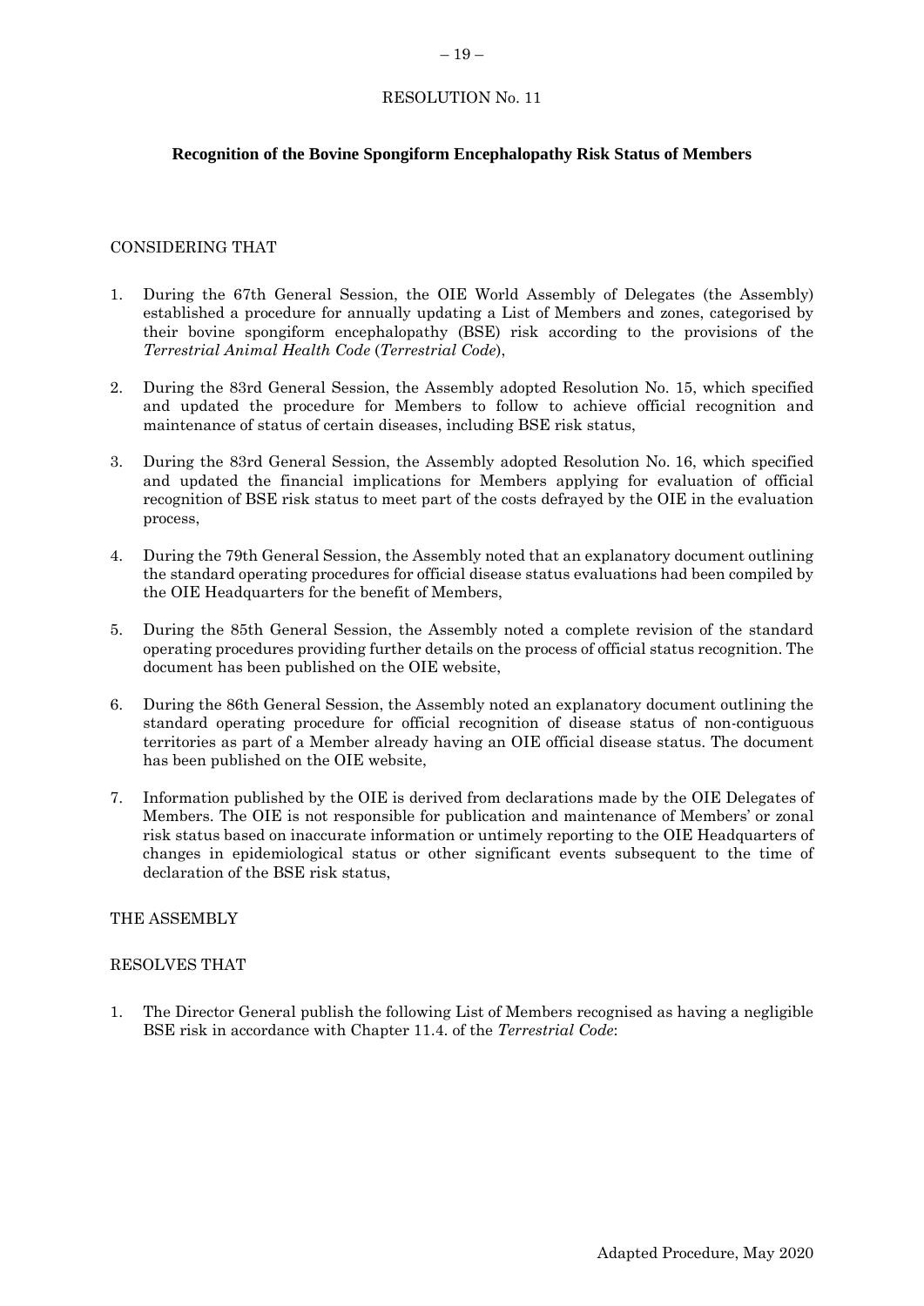RESOLUTION No. 11

**Recognition of the Bovine Spongiform Encephalopathy Risk Status of Members**

CONSIDERING THAT

1. During the 67th General Session, the OIE World Assembly of Delegates (the Assembly) established a procedure for annually updating a List of Members and zones, categorised by their bovine spongiform encephalopathy (BSE) risk according to the provisions of the *Terrestrial Animal Health Code* (*Terrestrial Code*),

2. During the 83rd General Session, the Assembly adopted Resolution No. 15, which specified and updated the procedure for Members to follow to achieve official recognition and maintenance of status of certain diseases, including BSE risk status,

3. During the 83rd General Session, the Assembly adopted Resolution No. 16, which specified and updated the financial implications for Members applying for evaluation of official recognition of BSE risk status to meet part of the costs defrayed by the OIE in the evaluation process,

4. During the 79th General Session, the Assembly noted that an explanatory document outlining the standard operating procedures for official disease status evaluations had been compiled by the OIE Headquarters for the benefit of Members,

5. During the 85th General Session, the Assembly noted a complete revision of the standard operating procedures providing further details on the process of official status recognition. The document has been published on the OIE website,

6. During the 86th General Session, the Assembly noted an explanatory document outlining the standard operating procedure for official recognition of disease status of non-contiguous territories as part of a Member already having an OIE official disease status. The document has been published on the OIE website,

7. Information published by the OIE is derived from declarations made by the OIE Delegates of Members. The OIE is not responsible for publication and maintenance of Members' or zonal risk status based on inaccurate information or untimely reporting to the OIE Headquarters of changes in epidemiological status or other significant events subsequent to the time of declaration of the BSE risk status,

THE ASSEMBLY

RESOLVES THAT

1. The Director General publish the following List of Members recognised as having a negligible BSE risk in accordance with Chapter 11.4. of the *Terrestrial Code*:

Adapted Procedure, May 2020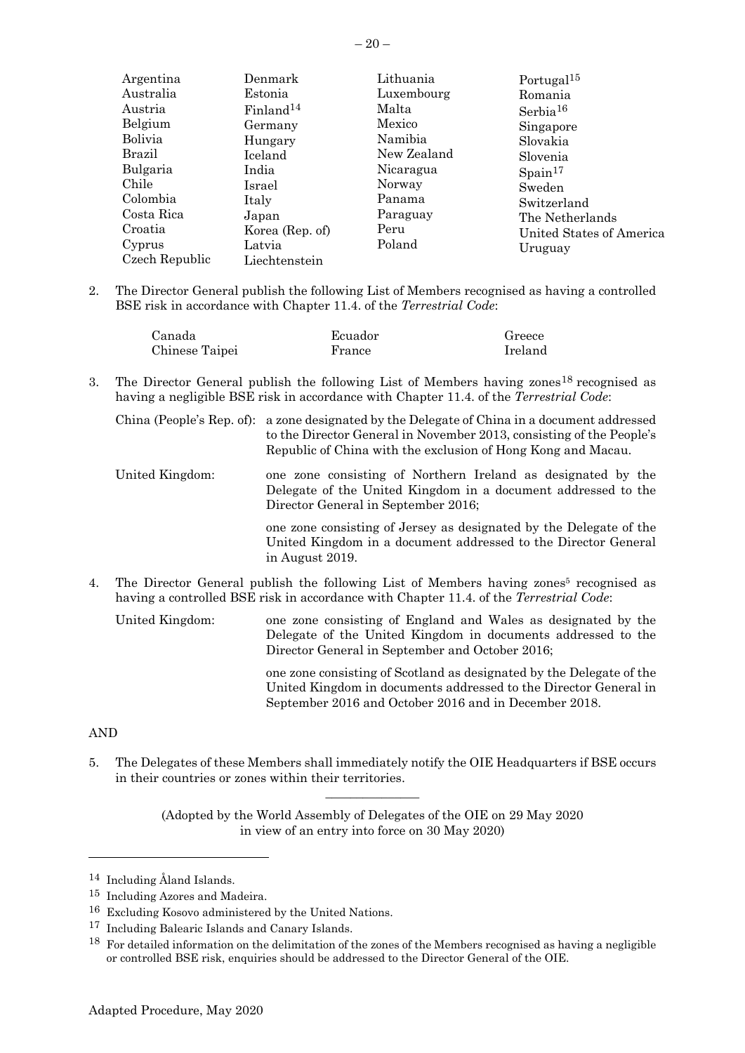| | | | |
|---|---|---|---|
| Argentina | Denmark | Lithuania | Portugal[15] |
| Australia | Estonia | Luxembourg | Romania |
| Austria | Finland[14] | Malta | Serbia[16] |
| Belgium | Germany | Mexico | Singapore |
| Bolivia | Hungary | Namibia | Slovakia |
| Brazil | Iceland | New Zealand | Slovenia |
| Bulgaria | India | Nicaragua | Spain[17] |
| Chile | Israel | Norway | Sweden |
| Colombia | Italy | Panama | Switzerland |
| Costa Rica | Japan | Paraguay | The Netherlands |
| Croatia | Korea (Rep. of) | Peru | United States of America |
| Cyprus | Latvia | Poland | Uruguay |
| Czech Republic | Liechtenstein | | |

2. The Director General publish the following List of Members recognised as having a controlled BSE risk in accordance with Chapter 11.4. of the *Terrestrial Code*:

| | | |
|---|---|---|
| Canada | Ecuador | Greece |
| Chinese Taipei | France | Ireland |

3. The Director General publish the following List of Members having zones[18] recognised as having a negligible BSE risk in accordance with Chapter 11.4. of the *Terrestrial Code*:

China (People's Rep. of): a zone designated by the Delegate of China in a document addressed to the Director General in November 2013, consisting of the People's Republic of China with the exclusion of Hong Kong and Macau.

United Kingdom: one zone consisting of Northern Ireland as designated by the Delegate of the United Kingdom in a document addressed to the Director General in September 2016;

one zone consisting of Jersey as designated by the Delegate of the United Kingdom in a document addressed to the Director General in August 2019.

4. The Director General publish the following List of Members having zones[5] recognised as having a controlled BSE risk in accordance with Chapter 11.4. of the *Terrestrial Code*:

United Kingdom: one zone consisting of England and Wales as designated by the Delegate of the United Kingdom in documents addressed to the Director General in September and October 2016;

one zone consisting of Scotland as designated by the Delegate of the United Kingdom in documents addressed to the Director General in September 2016 and October 2016 and in December 2018.

AND

5. The Delegates of these Members shall immediately notify the OIE Headquarters if BSE occurs in their countries or zones within their territories.

---

(Adopted by the World Assembly of Delegates of the OIE on 29 May 2020 in view of an entry into force on 30 May 2020)

---

[14] Including Åland Islands.

[15] Including Azores and Madeira.

[16] Excluding Kosovo administered by the United Nations.

[17] Including Balearic Islands and Canary Islands.

[18] For detailed information on the delimitation of the zones of the Members recognised as having a negligible or controlled BSE risk, enquiries should be addressed to the Director General of the OIE.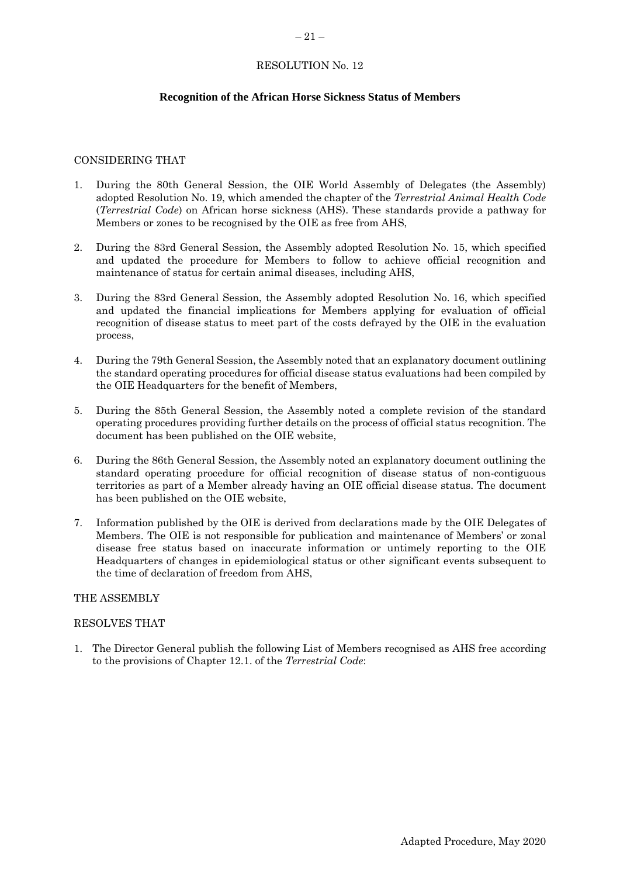# RESOLUTION No. 12

## Recognition of the African Horse Sickness Status of Members

CONSIDERING THAT

1. During the 80th General Session, the OIE World Assembly of Delegates (the Assembly) adopted Resolution No. 19, which amended the chapter of the *Terrestrial Animal Health Code* (*Terrestrial Code*) on African horse sickness (AHS). These standards provide a pathway for Members or zones to be recognised by the OIE as free from AHS,

2. During the 83rd General Session, the Assembly adopted Resolution No. 15, which specified and updated the procedure for Members to follow to achieve official recognition and maintenance of status for certain animal diseases, including AHS,

3. During the 83rd General Session, the Assembly adopted Resolution No. 16, which specified and updated the financial implications for Members applying for evaluation of official recognition of disease status to meet part of the costs defrayed by the OIE in the evaluation process,

4. During the 79th General Session, the Assembly noted that an explanatory document outlining the standard operating procedures for official disease status evaluations had been compiled by the OIE Headquarters for the benefit of Members,

5. During the 85th General Session, the Assembly noted a complete revision of the standard operating procedures providing further details on the process of official status recognition. The document has been published on the OIE website,

6. During the 86th General Session, the Assembly noted an explanatory document outlining the standard operating procedure for official recognition of disease status of non-contiguous territories as part of a Member already having an OIE official disease status. The document has been published on the OIE website,

7. Information published by the OIE is derived from declarations made by the OIE Delegates of Members. The OIE is not responsible for publication and maintenance of Members' or zonal disease free status based on inaccurate information or untimely reporting to the OIE Headquarters of changes in epidemiological status or other significant events subsequent to the time of declaration of freedom from AHS,

THE ASSEMBLY

RESOLVES THAT

1. The Director General publish the following List of Members recognised as AHS free according to the provisions of Chapter 12.1. of the *Terrestrial Code*: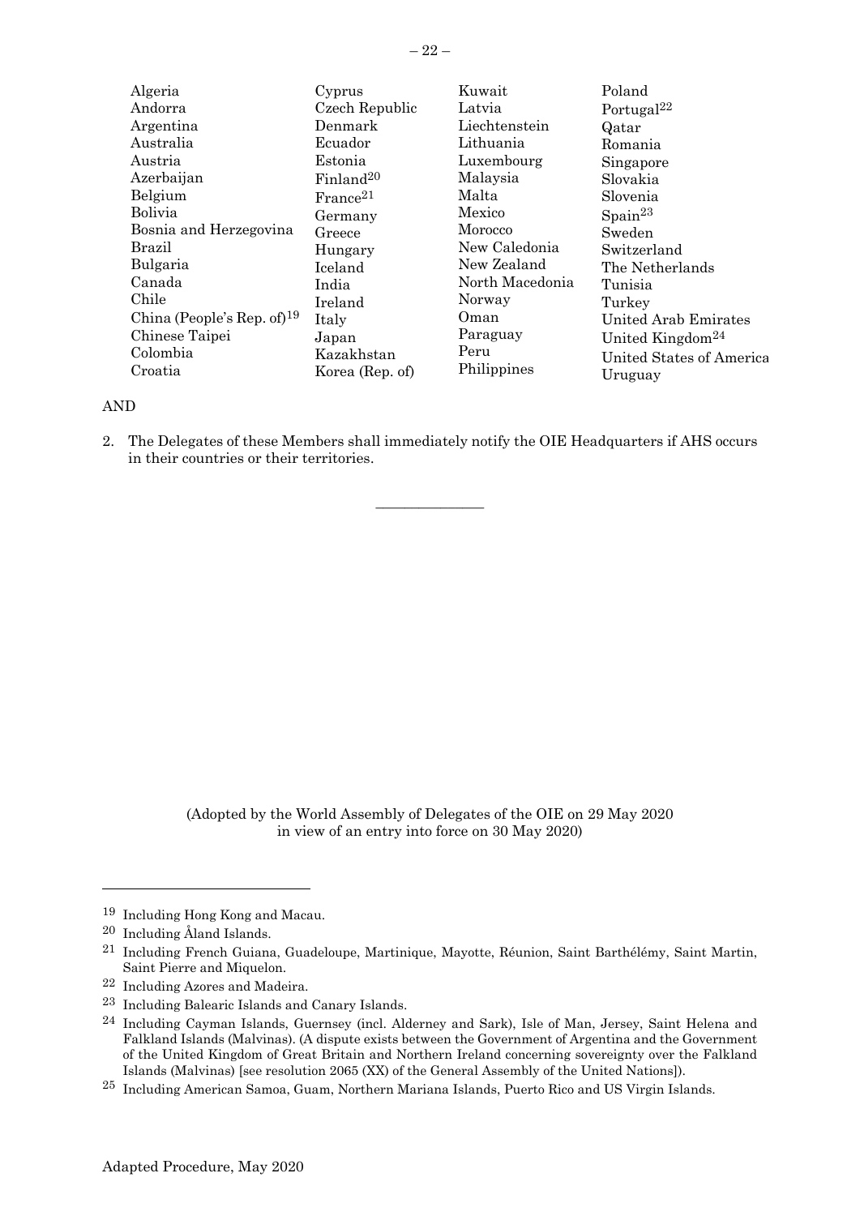Algeria
Andorra
Argentina
Australia
Austria
Azerbaijan
Belgium
Bolivia
Bosnia and Herzegovina
Brazil
Bulgaria
Canada
Chile
China (People's Rep. of)[19]
Chinese Taipei
Colombia
Croatia
Cyprus
Czech Republic
Denmark
Ecuador
Estonia
Finland[20]
France[21]
Germany
Greece
Hungary
Iceland
India
Ireland
Italy
Japan
Kazakhstan
Korea (Rep. of)
Kuwait
Latvia
Liechtenstein
Lithuania
Luxembourg
Malaysia
Malta
Mexico
Morocco
New Caledonia
New Zealand
North Macedonia
Norway
Oman
Paraguay
Peru
Philippines
Poland
Portugal[22]
Qatar
Romania
Singapore
Slovakia
Slovenia
Spain[23]
Sweden
Switzerland
The Netherlands
Tunisia
Turkey
United Arab Emirates
United Kingdom[24]
United States of America
Uruguay

AND

2. The Delegates of these Members shall immediately notify the OIE Headquarters if AHS occurs in their countries or their territories.

---

(Adopted by the World Assembly of Delegates of the OIE on 29 May 2020 in view of an entry into force on 30 May 2020)

---

[19] Including Hong Kong and Macau.

[20] Including Åland Islands.

[21] Including French Guiana, Guadeloupe, Martinique, Mayotte, Réunion, Saint Barthélémy, Saint Martin, Saint Pierre and Miquelon.

[22] Including Azores and Madeira.

[23] Including Balearic Islands and Canary Islands.

[24] Including Cayman Islands, Guernsey (incl. Alderney and Sark), Isle of Man, Jersey, Saint Helena and Falkland Islands (Malvinas). (A dispute exists between the Government of Argentina and the Government of the United Kingdom of Great Britain and Northern Ireland concerning sovereignty over the Falkland Islands (Malvinas) [see resolution 2065 (XX) of the General Assembly of the United Nations]).

[25] Including American Samoa, Guam, Northern Mariana Islands, Puerto Rico and US Virgin Islands.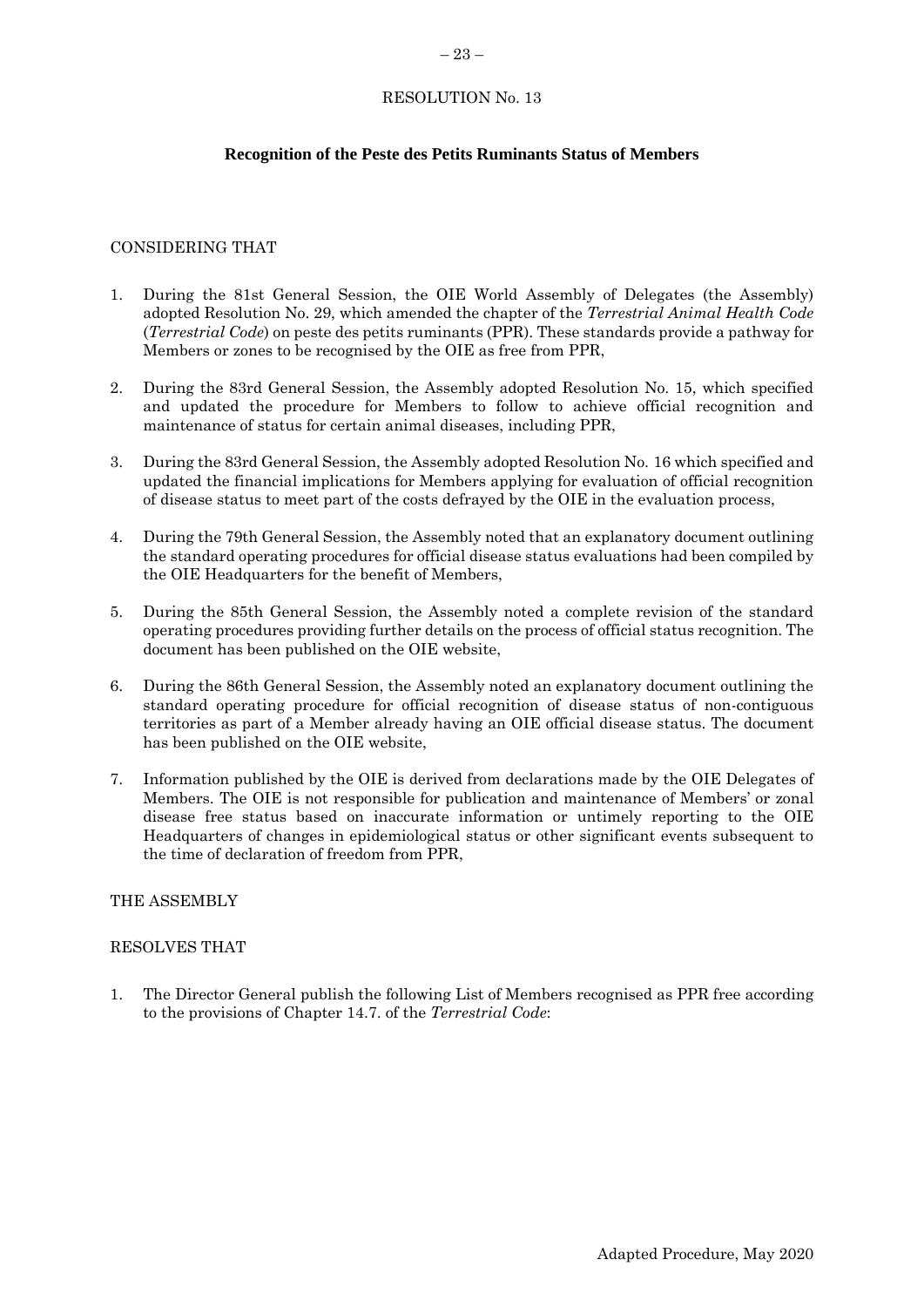RESOLUTION No. 13

## Recognition of the Peste des Petits Ruminants Status of Members

CONSIDERING THAT

1. During the 81st General Session, the OIE World Assembly of Delegates (the Assembly) adopted Resolution No. 29, which amended the chapter of the *Terrestrial Animal Health Code* (*Terrestrial Code*) on peste des petits ruminants (PPR). These standards provide a pathway for Members or zones to be recognised by the OIE as free from PPR,

2. During the 83rd General Session, the Assembly adopted Resolution No. 15, which specified and updated the procedure for Members to follow to achieve official recognition and maintenance of status for certain animal diseases, including PPR,

3. During the 83rd General Session, the Assembly adopted Resolution No. 16 which specified and updated the financial implications for Members applying for evaluation of official recognition of disease status to meet part of the costs defrayed by the OIE in the evaluation process,

4. During the 79th General Session, the Assembly noted that an explanatory document outlining the standard operating procedures for official disease status evaluations had been compiled by the OIE Headquarters for the benefit of Members,

5. During the 85th General Session, the Assembly noted a complete revision of the standard operating procedures providing further details on the process of official status recognition. The document has been published on the OIE website,

6. During the 86th General Session, the Assembly noted an explanatory document outlining the standard operating procedure for official recognition of disease status of non-contiguous territories as part of a Member already having an OIE official disease status. The document has been published on the OIE website,

7. Information published by the OIE is derived from declarations made by the OIE Delegates of Members. The OIE is not responsible for publication and maintenance of Members' or zonal disease free status based on inaccurate information or untimely reporting to the OIE Headquarters of changes in epidemiological status or other significant events subsequent to the time of declaration of freedom from PPR,

THE ASSEMBLY

RESOLVES THAT

1. The Director General publish the following List of Members recognised as PPR free according to the provisions of Chapter 14.7. of the *Terrestrial Code*: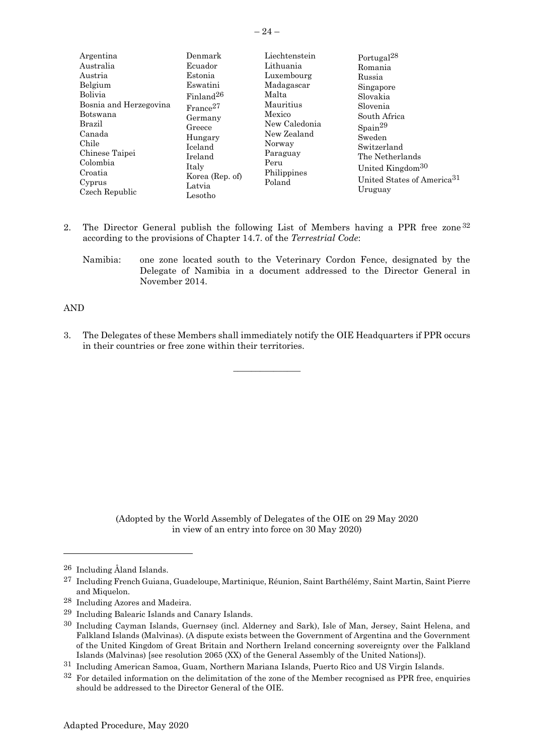Argentina
Australia
Austria
Belgium
Bolivia
Bosnia and Herzegovina
Botswana
Brazil
Canada
Chile
Chinese Taipei
Colombia
Croatia
Cyprus
Czech Republic
Denmark
Ecuador
Estonia
Eswatini
Finland[26]
France[27]
Germany
Greece
Hungary
Iceland
Ireland
Italy
Korea (Rep. of)
Latvia
Lesotho
Liechtenstein
Lithuania
Luxembourg
Madagascar
Malta
Mauritius
Mexico
New Caledonia
New Zealand
Norway
Paraguay
Peru
Philippines
Poland
Portugal[28]
Romania
Russia
Singapore
Slovakia
Slovenia
South Africa
Spain[29]
Sweden
Switzerland
The Netherlands
United Kingdom[30]
United States of America[31]
Uruguay

2. The Director General publish the following List of Members having a PPR free zone[32] according to the provisions of Chapter 14.7. of the *Terrestrial Code*:

   Namibia: one zone located south to the Veterinary Cordon Fence, designated by the Delegate of Namibia in a document addressed to the Director General in November 2014.

AND

3. The Delegates of these Members shall immediately notify the OIE Headquarters if PPR occurs in their countries or free zone within their territories.

_______________

(Adopted by the World Assembly of Delegates of the OIE on 29 May 2020 in view of an entry into force on 30 May 2020)

---

[26] Including Åland Islands.

[27] Including French Guiana, Guadeloupe, Martinique, Réunion, Saint Barthélémy, Saint Martin, Saint Pierre and Miquelon.

[28] Including Azores and Madeira.

[29] Including Balearic Islands and Canary Islands.

[30] Including Cayman Islands, Guernsey (incl. Alderney and Sark), Isle of Man, Jersey, Saint Helena, and Falkland Islands (Malvinas). (A dispute exists between the Government of Argentina and the Government of the United Kingdom of Great Britain and Northern Ireland concerning sovereignty over the Falkland Islands (Malvinas) [see resolution 2065 (XX) of the General Assembly of the United Nations]).

[31] Including American Samoa, Guam, Northern Mariana Islands, Puerto Rico and US Virgin Islands.

[32] For detailed information on the delimitation of the zone of the Member recognised as PPR free, enquiries should be addressed to the Director General of the OIE.

Adapted Procedure, May 2020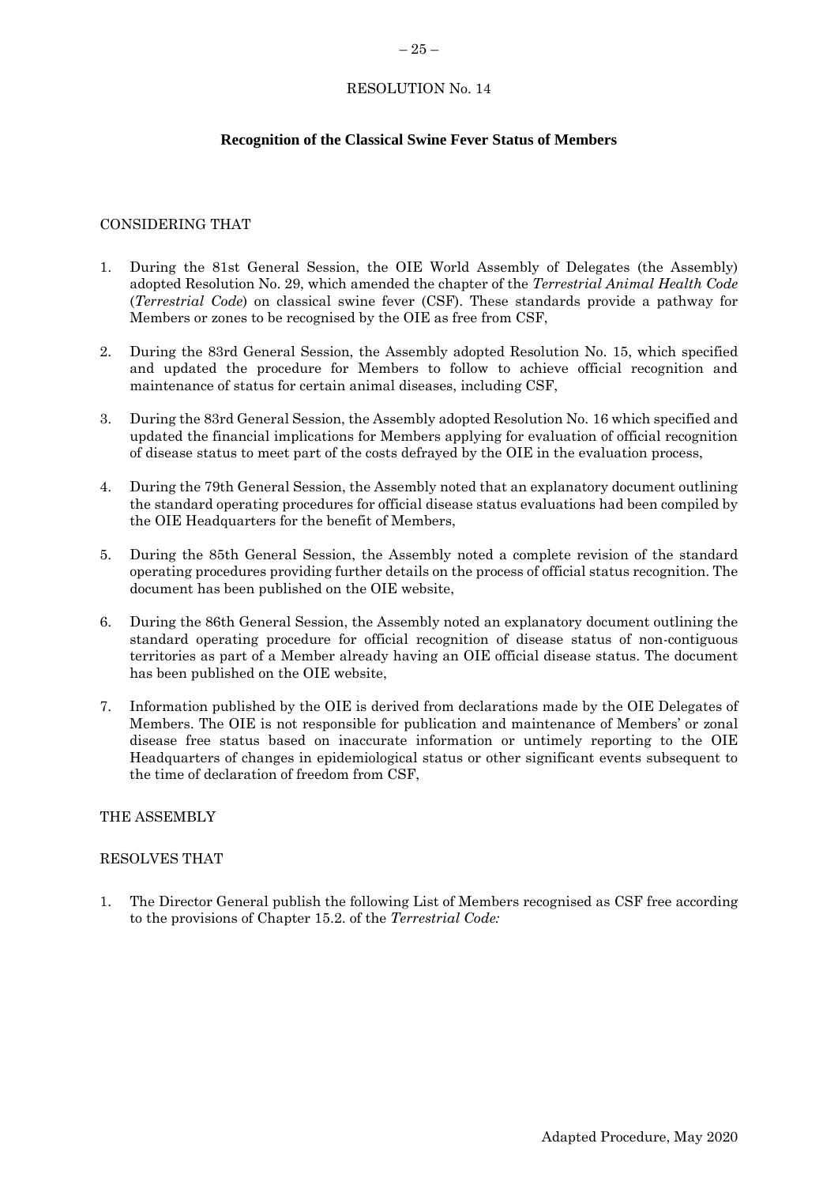# RESOLUTION No. 14

## Recognition of the Classical Swine Fever Status of Members

CONSIDERING THAT

1. During the 81st General Session, the OIE World Assembly of Delegates (the Assembly) adopted Resolution No. 29, which amended the chapter of the *Terrestrial Animal Health Code* (*Terrestrial Code*) on classical swine fever (CSF). These standards provide a pathway for Members or zones to be recognised by the OIE as free from CSF,

2. During the 83rd General Session, the Assembly adopted Resolution No. 15, which specified and updated the procedure for Members to follow to achieve official recognition and maintenance of status for certain animal diseases, including CSF,

3. During the 83rd General Session, the Assembly adopted Resolution No. 16 which specified and updated the financial implications for Members applying for evaluation of official recognition of disease status to meet part of the costs defrayed by the OIE in the evaluation process,

4. During the 79th General Session, the Assembly noted that an explanatory document outlining the standard operating procedures for official disease status evaluations had been compiled by the OIE Headquarters for the benefit of Members,

5. During the 85th General Session, the Assembly noted a complete revision of the standard operating procedures providing further details on the process of official status recognition. The document has been published on the OIE website,

6. During the 86th General Session, the Assembly noted an explanatory document outlining the standard operating procedure for official recognition of disease status of non-contiguous territories as part of a Member already having an OIE official disease status. The document has been published on the OIE website,

7. Information published by the OIE is derived from declarations made by the OIE Delegates of Members. The OIE is not responsible for publication and maintenance of Members' or zonal disease free status based on inaccurate information or untimely reporting to the OIE Headquarters of changes in epidemiological status or other significant events subsequent to the time of declaration of freedom from CSF,

THE ASSEMBLY

RESOLVES THAT

1. The Director General publish the following List of Members recognised as CSF free according to the provisions of Chapter 15.2. of the *Terrestrial Code:*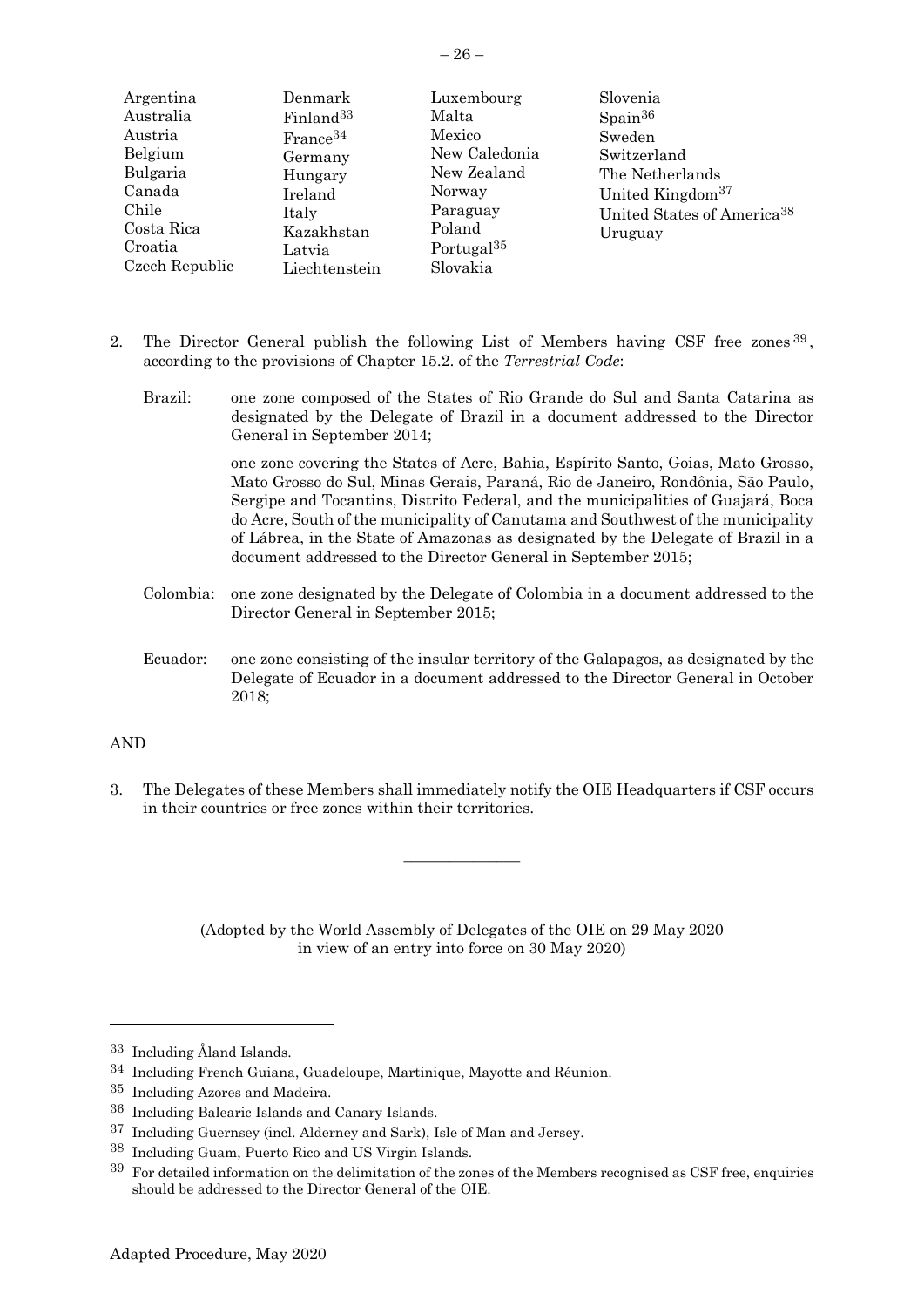Argentina
Australia
Austria
Belgium
Bulgaria
Canada
Chile
Costa Rica
Croatia
Czech Republic
Denmark
Finland[33]
France[34]
Germany
Hungary
Ireland
Italy
Kazakhstan
Latvia
Liechtenstein
Luxembourg
Malta
Mexico
New Caledonia
New Zealand
Norway
Paraguay
Poland
Portugal[35]
Slovakia
Slovenia
Spain[36]
Sweden
Switzerland
The Netherlands
United Kingdom[37]
United States of America[38]
Uruguay

2. The Director General publish the following List of Members having CSF free zones[39], according to the provisions of Chapter 15.2. of the *Terrestrial Code*:

Brazil: one zone composed of the States of Rio Grande do Sul and Santa Catarina as designated by the Delegate of Brazil in a document addressed to the Director General in September 2014;

one zone covering the States of Acre, Bahia, Espírito Santo, Goias, Mato Grosso, Mato Grosso do Sul, Minas Gerais, Paraná, Rio de Janeiro, Rondônia, São Paulo, Sergipe and Tocantins, Distrito Federal, and the municipalities of Guajará, Boca do Acre, South of the municipality of Canutama and Southwest of the municipality of Lábrea, in the State of Amazonas as designated by the Delegate of Brazil in a document addressed to the Director General in September 2015;

Colombia: one zone designated by the Delegate of Colombia in a document addressed to the Director General in September 2015;

Ecuador: one zone consisting of the insular territory of the Galapagos, as designated by the Delegate of Ecuador in a document addressed to the Director General in October 2018;

AND

3. The Delegates of these Members shall immediately notify the OIE Headquarters if CSF occurs in their countries or free zones within their territories.

---

(Adopted by the World Assembly of Delegates of the OIE on 29 May 2020 in view of an entry into force on 30 May 2020)

---

[33] Including Åland Islands.

[34] Including French Guiana, Guadeloupe, Martinique, Mayotte and Réunion.

[35] Including Azores and Madeira.

[36] Including Balearic Islands and Canary Islands.

[37] Including Guernsey (incl. Alderney and Sark), Isle of Man and Jersey.

[38] Including Guam, Puerto Rico and US Virgin Islands.

[39] For detailed information on the delimitation of the zones of the Members recognised as CSF free, enquiries should be addressed to the Director General of the OIE.

Adapted Procedure, May 2020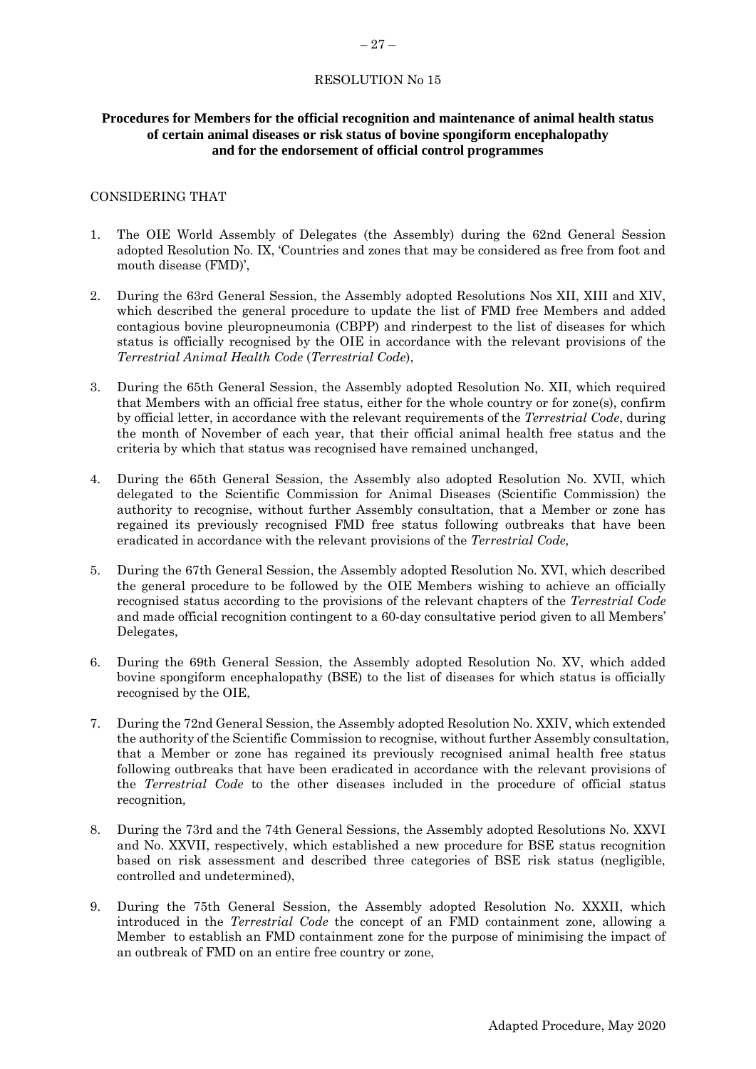RESOLUTION No 15

**Procedures for Members for the official recognition and maintenance of animal health status of certain animal diseases or risk status of bovine spongiform encephalopathy and for the endorsement of official control programmes**

CONSIDERING THAT

1. The OIE World Assembly of Delegates (the Assembly) during the 62nd General Session adopted Resolution No. IX, 'Countries and zones that may be considered as free from foot and mouth disease (FMD)',

2. During the 63rd General Session, the Assembly adopted Resolutions Nos XII, XIII and XIV, which described the general procedure to update the list of FMD free Members and added contagious bovine pleuropneumonia (CBPP) and rinderpest to the list of diseases for which status is officially recognised by the OIE in accordance with the relevant provisions of the *Terrestrial Animal Health Code* (*Terrestrial Code*),

3. During the 65th General Session, the Assembly adopted Resolution No. XII, which required that Members with an official free status, either for the whole country or for zone(s), confirm by official letter, in accordance with the relevant requirements of the *Terrestrial Code*, during the month of November of each year, that their official animal health free status and the criteria by which that status was recognised have remained unchanged,

4. During the 65th General Session, the Assembly also adopted Resolution No. XVII, which delegated to the Scientific Commission for Animal Diseases (Scientific Commission) the authority to recognise, without further Assembly consultation, that a Member or zone has regained its previously recognised FMD free status following outbreaks that have been eradicated in accordance with the relevant provisions of the *Terrestrial Code,*

5. During the 67th General Session, the Assembly adopted Resolution No. XVI, which described the general procedure to be followed by the OIE Members wishing to achieve an officially recognised status according to the provisions of the relevant chapters of the *Terrestrial Code* and made official recognition contingent to a 60-day consultative period given to all Members' Delegates,

6. During the 69th General Session, the Assembly adopted Resolution No. XV, which added bovine spongiform encephalopathy (BSE) to the list of diseases for which status is officially recognised by the OIE,

7. During the 72nd General Session, the Assembly adopted Resolution No. XXIV, which extended the authority of the Scientific Commission to recognise, without further Assembly consultation, that a Member or zone has regained its previously recognised animal health free status following outbreaks that have been eradicated in accordance with the relevant provisions of the *Terrestrial Code* to the other diseases included in the procedure of official status recognition*,*

8. During the 73rd and the 74th General Sessions, the Assembly adopted Resolutions No. XXVI and No. XXVII, respectively, which established a new procedure for BSE status recognition based on risk assessment and described three categories of BSE risk status (negligible, controlled and undetermined),

9. During the 75th General Session, the Assembly adopted Resolution No. XXXII, which introduced in the *Terrestrial Code* the concept of an FMD containment zone, allowing a Member to establish an FMD containment zone for the purpose of minimising the impact of an outbreak of FMD on an entire free country or zone,

Adapted Procedure, May 2020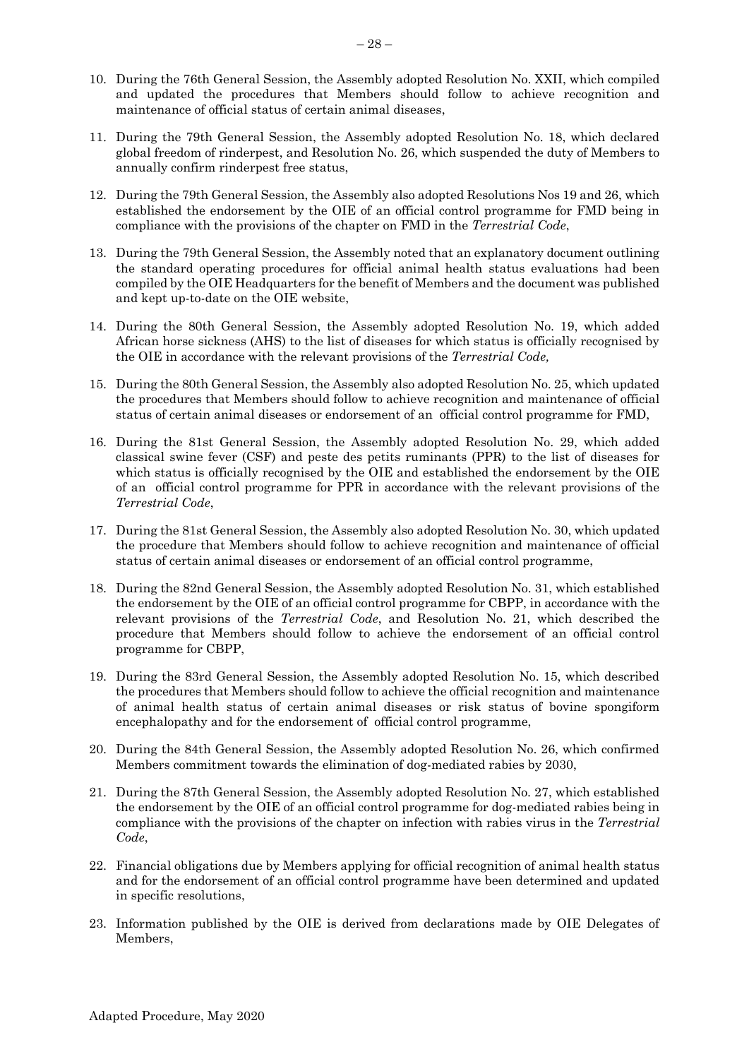10. During the 76th General Session, the Assembly adopted Resolution No. XXII, which compiled and updated the procedures that Members should follow to achieve recognition and maintenance of official status of certain animal diseases,

11. During the 79th General Session, the Assembly adopted Resolution No. 18, which declared global freedom of rinderpest, and Resolution No. 26, which suspended the duty of Members to annually confirm rinderpest free status,

12. During the 79th General Session, the Assembly also adopted Resolutions Nos 19 and 26, which established the endorsement by the OIE of an official control programme for FMD being in compliance with the provisions of the chapter on FMD in the *Terrestrial Code*,

13. During the 79th General Session, the Assembly noted that an explanatory document outlining the standard operating procedures for official animal health status evaluations had been compiled by the OIE Headquarters for the benefit of Members and the document was published and kept up-to-date on the OIE website,

14. During the 80th General Session, the Assembly adopted Resolution No. 19, which added African horse sickness (AHS) to the list of diseases for which status is officially recognised by the OIE in accordance with the relevant provisions of the *Terrestrial Code,*

15. During the 80th General Session, the Assembly also adopted Resolution No. 25, which updated the procedures that Members should follow to achieve recognition and maintenance of official status of certain animal diseases or endorsement of an official control programme for FMD,

16. During the 81st General Session, the Assembly adopted Resolution No. 29, which added classical swine fever (CSF) and peste des petits ruminants (PPR) to the list of diseases for which status is officially recognised by the OIE and established the endorsement by the OIE of an official control programme for PPR in accordance with the relevant provisions of the *Terrestrial Code*,

17. During the 81st General Session, the Assembly also adopted Resolution No. 30, which updated the procedure that Members should follow to achieve recognition and maintenance of official status of certain animal diseases or endorsement of an official control programme,

18. During the 82nd General Session, the Assembly adopted Resolution No. 31, which established the endorsement by the OIE of an official control programme for CBPP, in accordance with the relevant provisions of the *Terrestrial Code*, and Resolution No. 21, which described the procedure that Members should follow to achieve the endorsement of an official control programme for CBPP,

19. During the 83rd General Session, the Assembly adopted Resolution No. 15, which described the procedures that Members should follow to achieve the official recognition and maintenance of animal health status of certain animal diseases or risk status of bovine spongiform encephalopathy and for the endorsement of official control programme,

20. During the 84th General Session, the Assembly adopted Resolution No. 26, which confirmed Members commitment towards the elimination of dog-mediated rabies by 2030,

21. During the 87th General Session, the Assembly adopted Resolution No. 27, which established the endorsement by the OIE of an official control programme for dog-mediated rabies being in compliance with the provisions of the chapter on infection with rabies virus in the *Terrestrial Code*,

22. Financial obligations due by Members applying for official recognition of animal health status and for the endorsement of an official control programme have been determined and updated in specific resolutions,

23. Information published by the OIE is derived from declarations made by OIE Delegates of Members,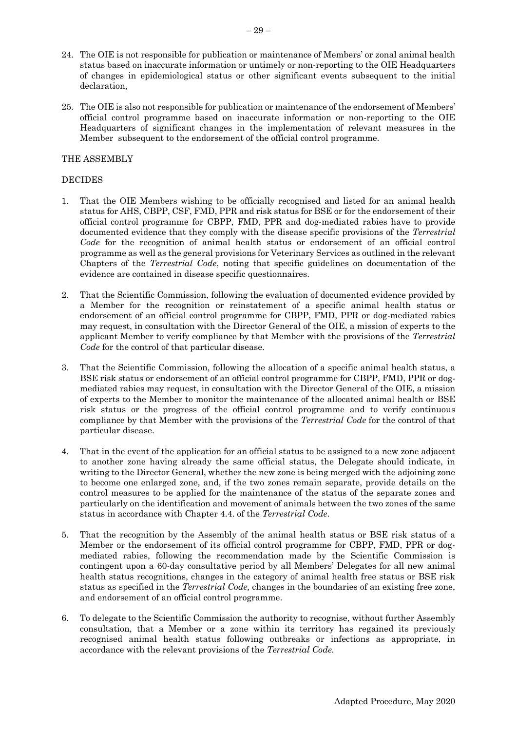24. The OIE is not responsible for publication or maintenance of Members' or zonal animal health status based on inaccurate information or untimely or non-reporting to the OIE Headquarters of changes in epidemiological status or other significant events subsequent to the initial declaration,

25. The OIE is also not responsible for publication or maintenance of the endorsement of Members' official control programme based on inaccurate information or non-reporting to the OIE Headquarters of significant changes in the implementation of relevant measures in the Member subsequent to the endorsement of the official control programme.

THE ASSEMBLY

DECIDES

1. That the OIE Members wishing to be officially recognised and listed for an animal health status for AHS, CBPP, CSF, FMD, PPR and risk status for BSE or for the endorsement of their official control programme for CBPP, FMD, PPR and dog-mediated rabies have to provide documented evidence that they comply with the disease specific provisions of the *Terrestrial Code* for the recognition of animal health status or endorsement of an official control programme as well as the general provisions for Veterinary Services as outlined in the relevant Chapters of the *Terrestrial Code*, noting that specific guidelines on documentation of the evidence are contained in disease specific questionnaires.

2. That the Scientific Commission, following the evaluation of documented evidence provided by a Member for the recognition or reinstatement of a specific animal health status or endorsement of an official control programme for CBPP, FMD, PPR or dog-mediated rabies may request, in consultation with the Director General of the OIE, a mission of experts to the applicant Member to verify compliance by that Member with the provisions of the *Terrestrial Code* for the control of that particular disease.

3. That the Scientific Commission, following the allocation of a specific animal health status, a BSE risk status or endorsement of an official control programme for CBPP, FMD, PPR or dog-mediated rabies may request, in consultation with the Director General of the OIE, a mission of experts to the Member to monitor the maintenance of the allocated animal health or BSE risk status or the progress of the official control programme and to verify continuous compliance by that Member with the provisions of the *Terrestrial Code* for the control of that particular disease.

4. That in the event of the application for an official status to be assigned to a new zone adjacent to another zone having already the same official status, the Delegate should indicate, in writing to the Director General, whether the new zone is being merged with the adjoining zone to become one enlarged zone, and, if the two zones remain separate, provide details on the control measures to be applied for the maintenance of the status of the separate zones and particularly on the identification and movement of animals between the two zones of the same status in accordance with Chapter 4.4. of the *Terrestrial Code*.

5. That the recognition by the Assembly of the animal health status or BSE risk status of a Member or the endorsement of its official control programme for CBPP, FMD, PPR or dog-mediated rabies, following the recommendation made by the Scientific Commission is contingent upon a 60-day consultative period by all Members' Delegates for all new animal health status recognitions, changes in the category of animal health free status or BSE risk status as specified in the *Terrestrial Code,* changes in the boundaries of an existing free zone, and endorsement of an official control programme.

6. To delegate to the Scientific Commission the authority to recognise, without further Assembly consultation, that a Member or a zone within its territory has regained its previously recognised animal health status following outbreaks or infections as appropriate, in accordance with the relevant provisions of the *Terrestrial Code*.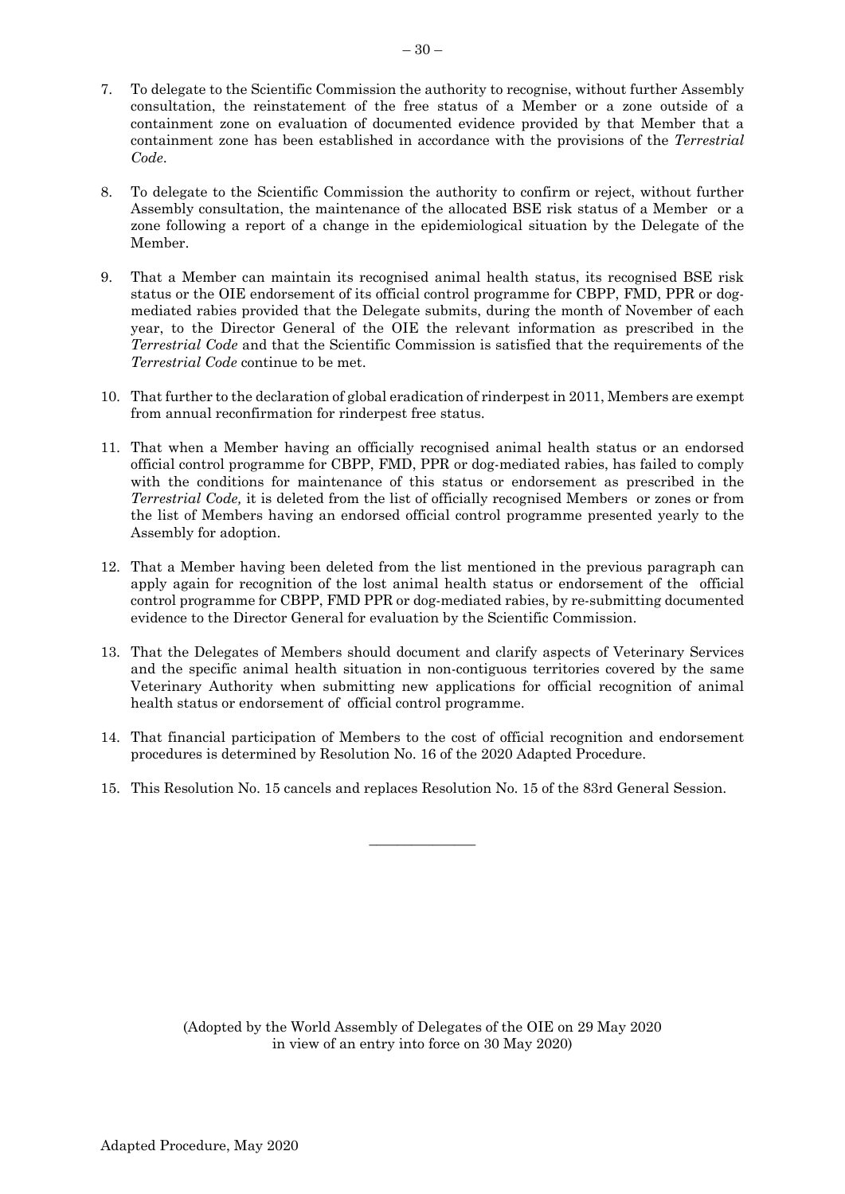7. To delegate to the Scientific Commission the authority to recognise, without further Assembly consultation, the reinstatement of the free status of a Member or a zone outside of a containment zone on evaluation of documented evidence provided by that Member that a containment zone has been established in accordance with the provisions of the *Terrestrial Code*.

8. To delegate to the Scientific Commission the authority to confirm or reject, without further Assembly consultation, the maintenance of the allocated BSE risk status of a Member or a zone following a report of a change in the epidemiological situation by the Delegate of the Member.

9. That a Member can maintain its recognised animal health status, its recognised BSE risk status or the OIE endorsement of its official control programme for CBPP, FMD, PPR or dog-mediated rabies provided that the Delegate submits, during the month of November of each year, to the Director General of the OIE the relevant information as prescribed in the *Terrestrial Code* and that the Scientific Commission is satisfied that the requirements of the *Terrestrial Code* continue to be met.

10. That further to the declaration of global eradication of rinderpest in 2011, Members are exempt from annual reconfirmation for rinderpest free status.

11. That when a Member having an officially recognised animal health status or an endorsed official control programme for CBPP, FMD, PPR or dog-mediated rabies, has failed to comply with the conditions for maintenance of this status or endorsement as prescribed in the *Terrestrial Code,* it is deleted from the list of officially recognised Members or zones or from the list of Members having an endorsed official control programme presented yearly to the Assembly for adoption.

12. That a Member having been deleted from the list mentioned in the previous paragraph can apply again for recognition of the lost animal health status or endorsement of the official control programme for CBPP, FMD PPR or dog-mediated rabies, by re-submitting documented evidence to the Director General for evaluation by the Scientific Commission.

13. That the Delegates of Members should document and clarify aspects of Veterinary Services and the specific animal health situation in non-contiguous territories covered by the same Veterinary Authority when submitting new applications for official recognition of animal health status or endorsement of official control programme.

14. That financial participation of Members to the cost of official recognition and endorsement procedures is determined by Resolution No. 16 of the 2020 Adapted Procedure.

15. This Resolution No. 15 cancels and replaces Resolution No. 15 of the 83rd General Session.

---

(Adopted by the World Assembly of Delegates of the OIE on 29 May 2020 in view of an entry into force on 30 May 2020)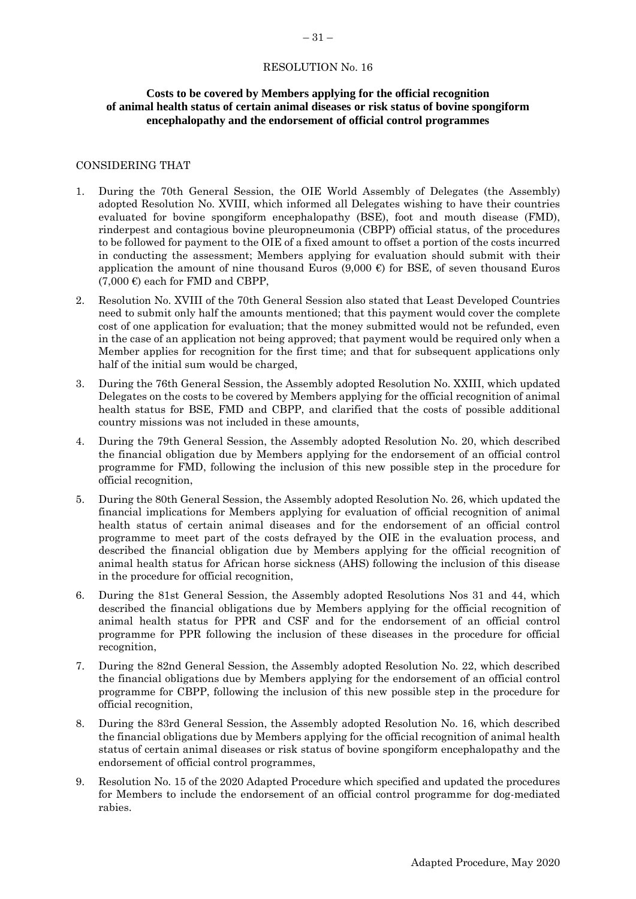RESOLUTION No. 16

**Costs to be covered by Members applying for the official recognition of animal health status of certain animal diseases or risk status of bovine spongiform encephalopathy and the endorsement of official control programmes**

CONSIDERING THAT

1. During the 70th General Session, the OIE World Assembly of Delegates (the Assembly) adopted Resolution No. XVIII, which informed all Delegates wishing to have their countries evaluated for bovine spongiform encephalopathy (BSE), foot and mouth disease (FMD), rinderpest and contagious bovine pleuropneumonia (CBPP) official status, of the procedures to be followed for payment to the OIE of a fixed amount to offset a portion of the costs incurred in conducting the assessment; Members applying for evaluation should submit with their application the amount of nine thousand Euros (9,000 €) for BSE, of seven thousand Euros (7,000 €) each for FMD and CBPP,

2. Resolution No. XVIII of the 70th General Session also stated that Least Developed Countries need to submit only half the amounts mentioned; that this payment would cover the complete cost of one application for evaluation; that the money submitted would not be refunded, even in the case of an application not being approved; that payment would be required only when a Member applies for recognition for the first time; and that for subsequent applications only half of the initial sum would be charged,

3. During the 76th General Session, the Assembly adopted Resolution No. XXIII, which updated Delegates on the costs to be covered by Members applying for the official recognition of animal health status for BSE, FMD and CBPP, and clarified that the costs of possible additional country missions was not included in these amounts,

4. During the 79th General Session, the Assembly adopted Resolution No. 20, which described the financial obligation due by Members applying for the endorsement of an official control programme for FMD, following the inclusion of this new possible step in the procedure for official recognition,

5. During the 80th General Session, the Assembly adopted Resolution No. 26, which updated the financial implications for Members applying for evaluation of official recognition of animal health status of certain animal diseases and for the endorsement of an official control programme to meet part of the costs defrayed by the OIE in the evaluation process, and described the financial obligation due by Members applying for the official recognition of animal health status for African horse sickness (AHS) following the inclusion of this disease in the procedure for official recognition,

6. During the 81st General Session, the Assembly adopted Resolutions Nos 31 and 44, which described the financial obligation due by Members applying for the official recognition of animal health status for PPR and CSF and for the endorsement of an official control programme for PPR following the inclusion of these diseases in the procedure for official recognition,

7. During the 82nd General Session, the Assembly adopted Resolution No. 22, which described the financial obligations due by Members applying for the endorsement of an official control programme for CBPP, following the inclusion of this new possible step in the procedure for official recognition,

8. During the 83rd General Session, the Assembly adopted Resolution No. 16, which described the financial obligations due by Members applying for the official recognition of animal health status of certain animal diseases or risk status of bovine spongiform encephalopathy and the endorsement of official control programmes,

9. Resolution No. 15 of the 2020 Adapted Procedure which specified and updated the procedures for Members to include the endorsement of an official control programme for dog-mediated rabies.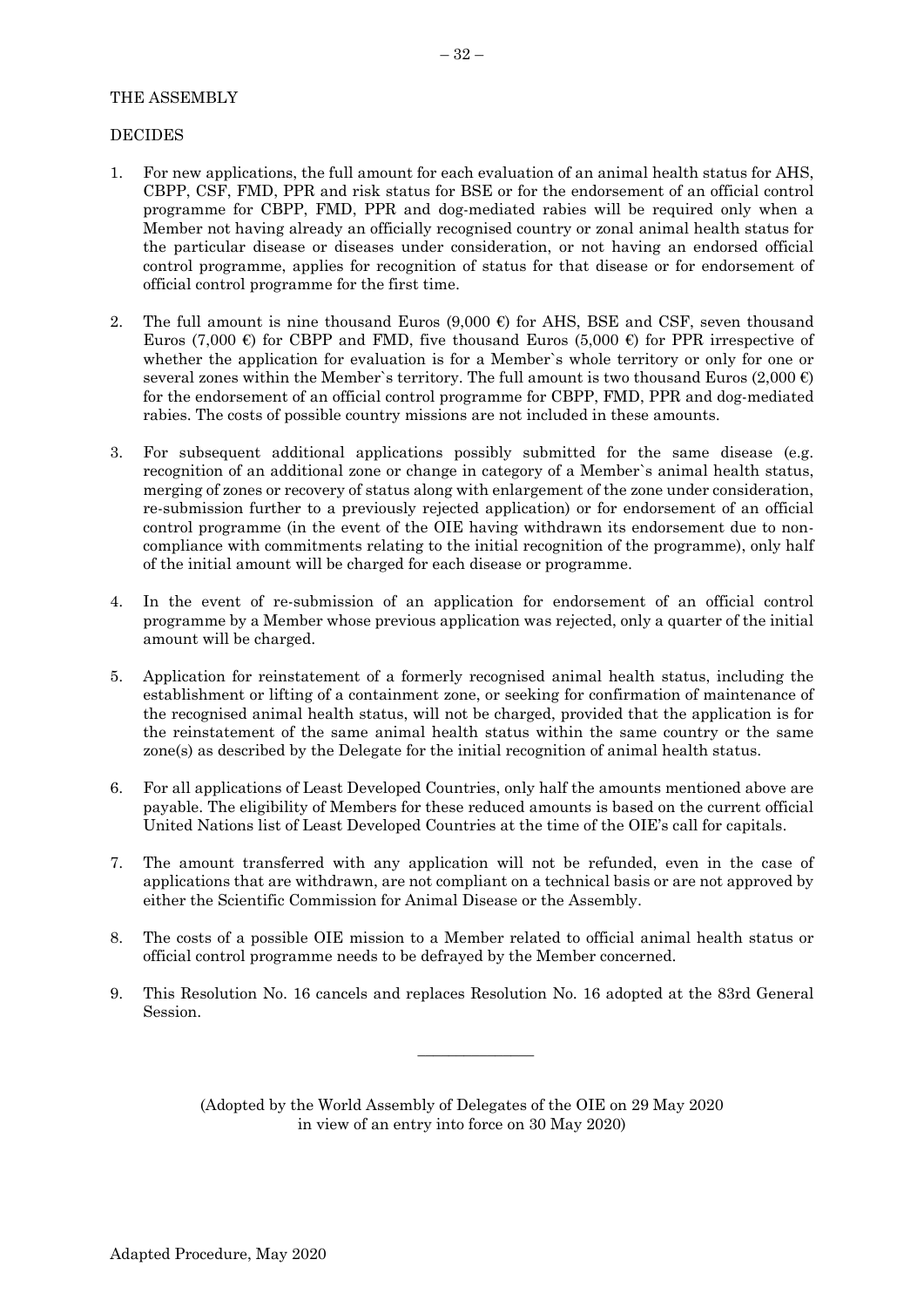THE ASSEMBLY

DECIDES

1. For new applications, the full amount for each evaluation of an animal health status for AHS, CBPP, CSF, FMD, PPR and risk status for BSE or for the endorsement of an official control programme for CBPP, FMD, PPR and dog-mediated rabies will be required only when a Member not having already an officially recognised country or zonal animal health status for the particular disease or diseases under consideration, or not having an endorsed official control programme, applies for recognition of status for that disease or for endorsement of official control programme for the first time.

2. The full amount is nine thousand Euros (9,000 €) for AHS, BSE and CSF, seven thousand Euros (7,000 €) for CBPP and FMD, five thousand Euros (5,000 €) for PPR irrespective of whether the application for evaluation is for a Member`s whole territory or only for one or several zones within the Member`s territory. The full amount is two thousand Euros (2,000 €) for the endorsement of an official control programme for CBPP, FMD, PPR and dog-mediated rabies. The costs of possible country missions are not included in these amounts.

3. For subsequent additional applications possibly submitted for the same disease (e.g. recognition of an additional zone or change in category of a Member`s animal health status, merging of zones or recovery of status along with enlargement of the zone under consideration, re-submission further to a previously rejected application) or for endorsement of an official control programme (in the event of the OIE having withdrawn its endorsement due to non-compliance with commitments relating to the initial recognition of the programme), only half of the initial amount will be charged for each disease or programme.

4. In the event of re-submission of an application for endorsement of an official control programme by a Member whose previous application was rejected, only a quarter of the initial amount will be charged.

5. Application for reinstatement of a formerly recognised animal health status, including the establishment or lifting of a containment zone, or seeking for confirmation of maintenance of the recognised animal health status, will not be charged, provided that the application is for the reinstatement of the same animal health status within the same country or the same zone(s) as described by the Delegate for the initial recognition of animal health status.

6. For all applications of Least Developed Countries, only half the amounts mentioned above are payable. The eligibility of Members for these reduced amounts is based on the current official United Nations list of Least Developed Countries at the time of the OIE's call for capitals.

7. The amount transferred with any application will not be refunded, even in the case of applications that are withdrawn, are not compliant on a technical basis or are not approved by either the Scientific Commission for Animal Disease or the Assembly.

8. The costs of a possible OIE mission to a Member related to official animal health status or official control programme needs to be defrayed by the Member concerned.

9. This Resolution No. 16 cancels and replaces Resolution No. 16 adopted at the 83rd General Session.

---

(Adopted by the World Assembly of Delegates of the OIE on 29 May 2020
in view of an entry into force on 30 May 2020)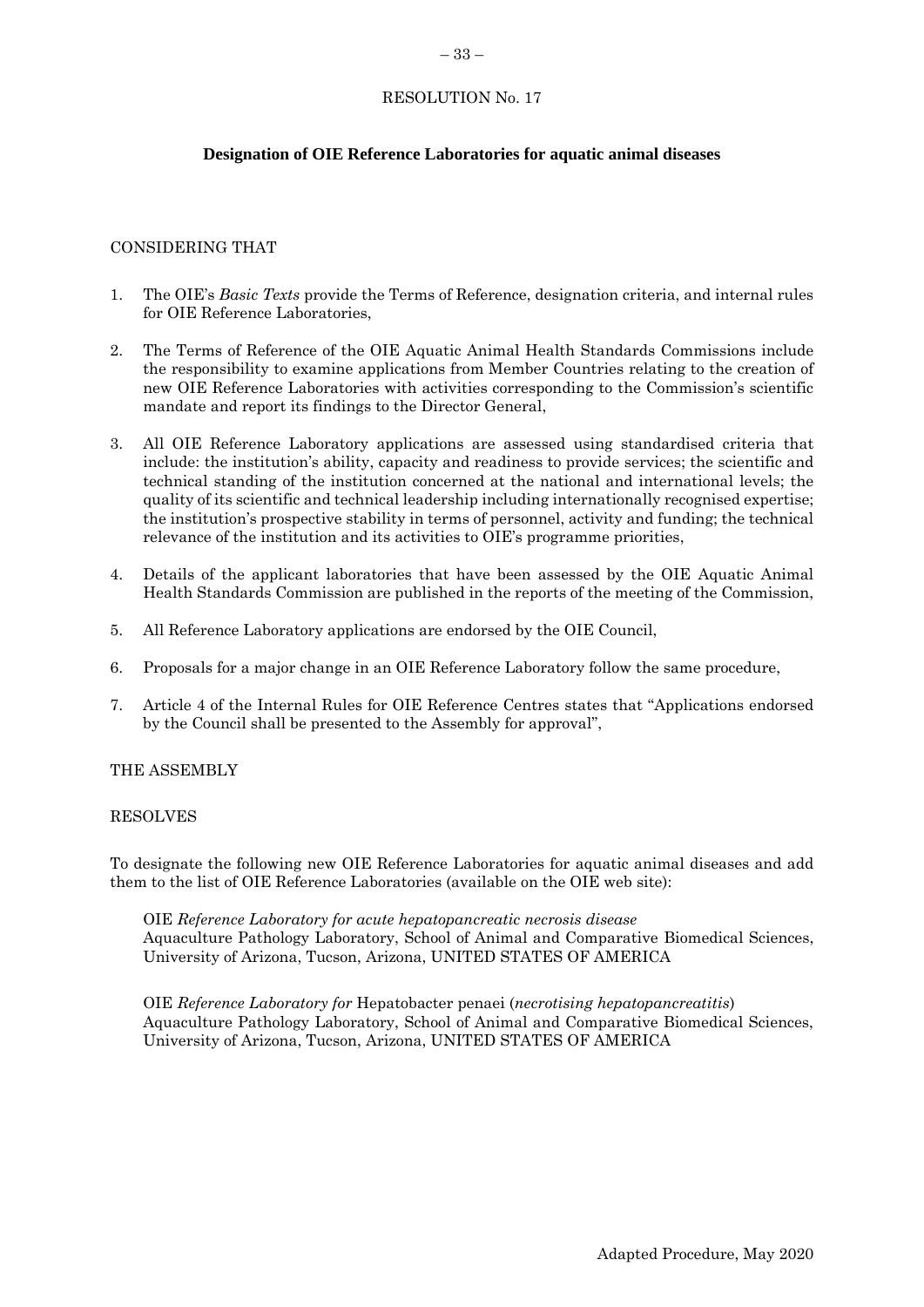RESOLUTION No. 17

**Designation of OIE Reference Laboratories for aquatic animal diseases**

CONSIDERING THAT

1. The OIE's *Basic Texts* provide the Terms of Reference, designation criteria, and internal rules for OIE Reference Laboratories,

2. The Terms of Reference of the OIE Aquatic Animal Health Standards Commissions include the responsibility to examine applications from Member Countries relating to the creation of new OIE Reference Laboratories with activities corresponding to the Commission's scientific mandate and report its findings to the Director General,

3. All OIE Reference Laboratory applications are assessed using standardised criteria that include: the institution's ability, capacity and readiness to provide services; the scientific and technical standing of the institution concerned at the national and international levels; the quality of its scientific and technical leadership including internationally recognised expertise; the institution's prospective stability in terms of personnel, activity and funding; the technical relevance of the institution and its activities to OIE's programme priorities,

4. Details of the applicant laboratories that have been assessed by the OIE Aquatic Animal Health Standards Commission are published in the reports of the meeting of the Commission,

5. All Reference Laboratory applications are endorsed by the OIE Council,

6. Proposals for a major change in an OIE Reference Laboratory follow the same procedure,

7. Article 4 of the Internal Rules for OIE Reference Centres states that "Applications endorsed by the Council shall be presented to the Assembly for approval",

THE ASSEMBLY

RESOLVES

To designate the following new OIE Reference Laboratories for aquatic animal diseases and add them to the list of OIE Reference Laboratories (available on the OIE web site):

OIE *Reference Laboratory for acute hepatopancreatic necrosis disease*
Aquaculture Pathology Laboratory, School of Animal and Comparative Biomedical Sciences, University of Arizona, Tucson, Arizona, UNITED STATES OF AMERICA

OIE *Reference Laboratory for* Hepatobacter penaei (*necrotising hepatopancreatitis*)
Aquaculture Pathology Laboratory, School of Animal and Comparative Biomedical Sciences, University of Arizona, Tucson, Arizona, UNITED STATES OF AMERICA

Adapted Procedure, May 2020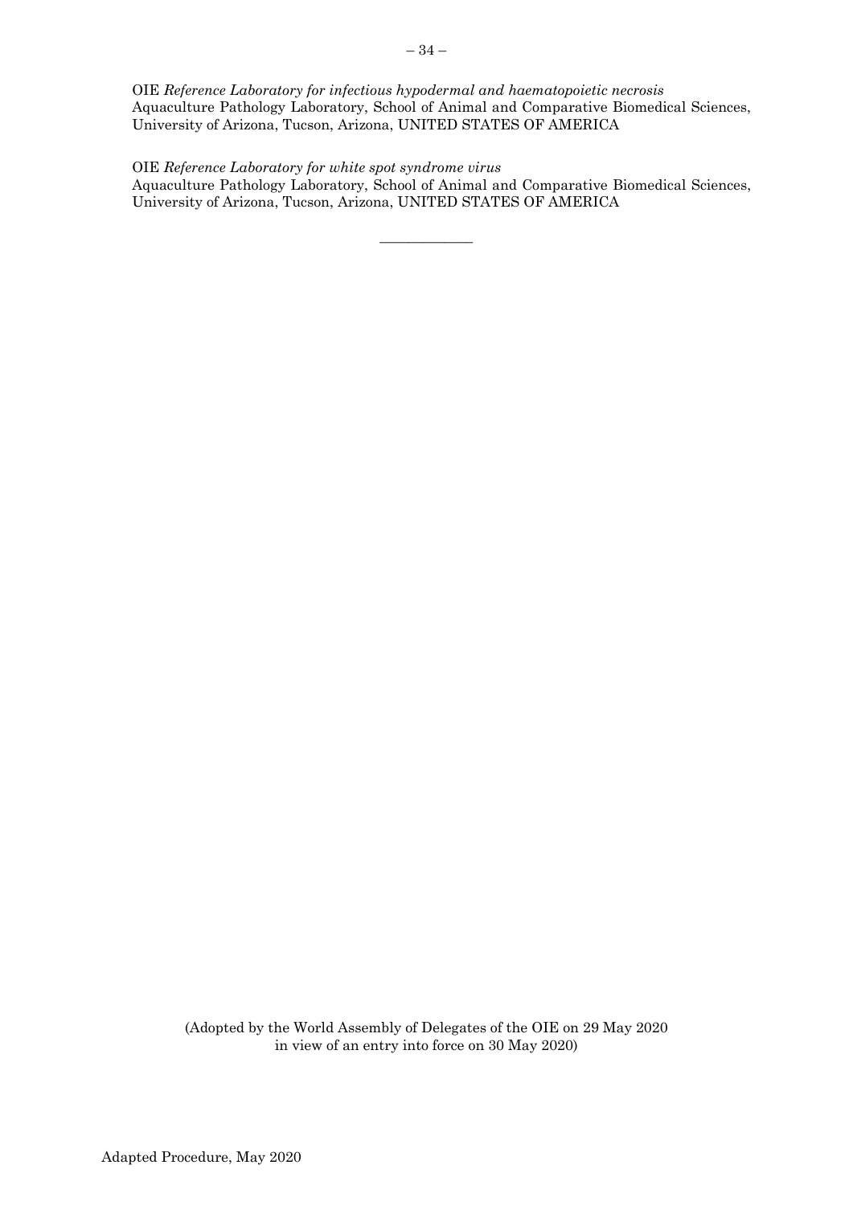OIE *Reference Laboratory for infectious hypodermal and haematopoietic necrosis*
Aquaculture Pathology Laboratory, School of Animal and Comparative Biomedical Sciences, University of Arizona, Tucson, Arizona, UNITED STATES OF AMERICA

OIE *Reference Laboratory for white spot syndrome virus*
Aquaculture Pathology Laboratory, School of Animal and Comparative Biomedical Sciences, University of Arizona, Tucson, Arizona, UNITED STATES OF AMERICA

_______________

(Adopted by the World Assembly of Delegates of the OIE on 29 May 2020
in view of an entry into force on 30 May 2020)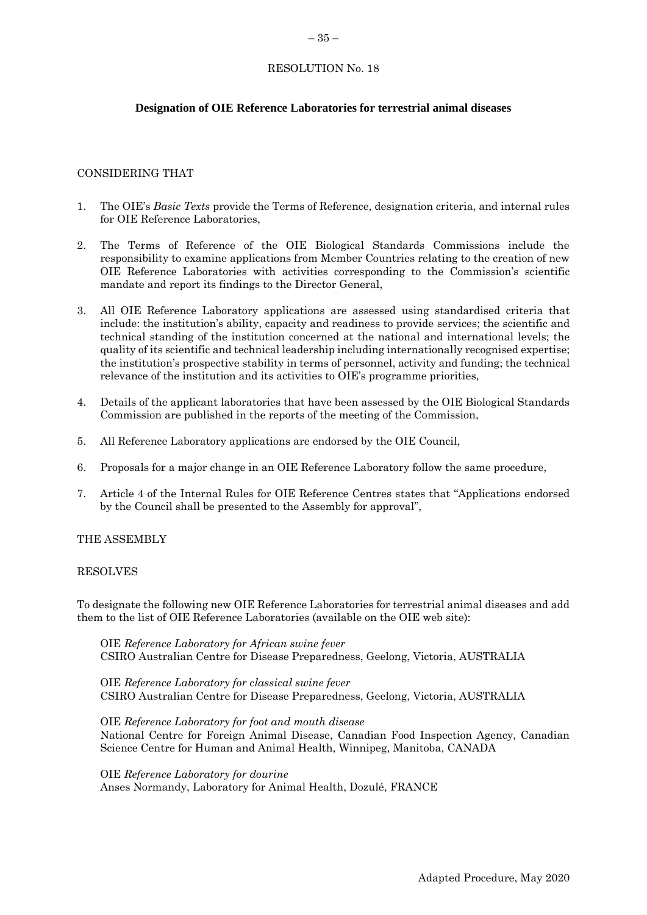RESOLUTION No. 18

## Designation of OIE Reference Laboratories for terrestrial animal diseases

CONSIDERING THAT

1. The OIE's *Basic Texts* provide the Terms of Reference, designation criteria, and internal rules for OIE Reference Laboratories,

2. The Terms of Reference of the OIE Biological Standards Commissions include the responsibility to examine applications from Member Countries relating to the creation of new OIE Reference Laboratories with activities corresponding to the Commission's scientific mandate and report its findings to the Director General,

3. All OIE Reference Laboratory applications are assessed using standardised criteria that include: the institution's ability, capacity and readiness to provide services; the scientific and technical standing of the institution concerned at the national and international levels; the quality of its scientific and technical leadership including internationally recognised expertise; the institution's prospective stability in terms of personnel, activity and funding; the technical relevance of the institution and its activities to OIE's programme priorities,

4. Details of the applicant laboratories that have been assessed by the OIE Biological Standards Commission are published in the reports of the meeting of the Commission,

5. All Reference Laboratory applications are endorsed by the OIE Council,

6. Proposals for a major change in an OIE Reference Laboratory follow the same procedure,

7. Article 4 of the Internal Rules for OIE Reference Centres states that "Applications endorsed by the Council shall be presented to the Assembly for approval",

THE ASSEMBLY

RESOLVES

To designate the following new OIE Reference Laboratories for terrestrial animal diseases and add them to the list of OIE Reference Laboratories (available on the OIE web site):

OIE *Reference Laboratory for African swine fever*
CSIRO Australian Centre for Disease Preparedness, Geelong, Victoria, AUSTRALIA

OIE *Reference Laboratory for classical swine fever*
CSIRO Australian Centre for Disease Preparedness, Geelong, Victoria, AUSTRALIA

OIE *Reference Laboratory for foot and mouth disease*
National Centre for Foreign Animal Disease, Canadian Food Inspection Agency, Canadian Science Centre for Human and Animal Health, Winnipeg, Manitoba, CANADA

OIE *Reference Laboratory for dourine*
Anses Normandy, Laboratory for Animal Health, Dozulé, FRANCE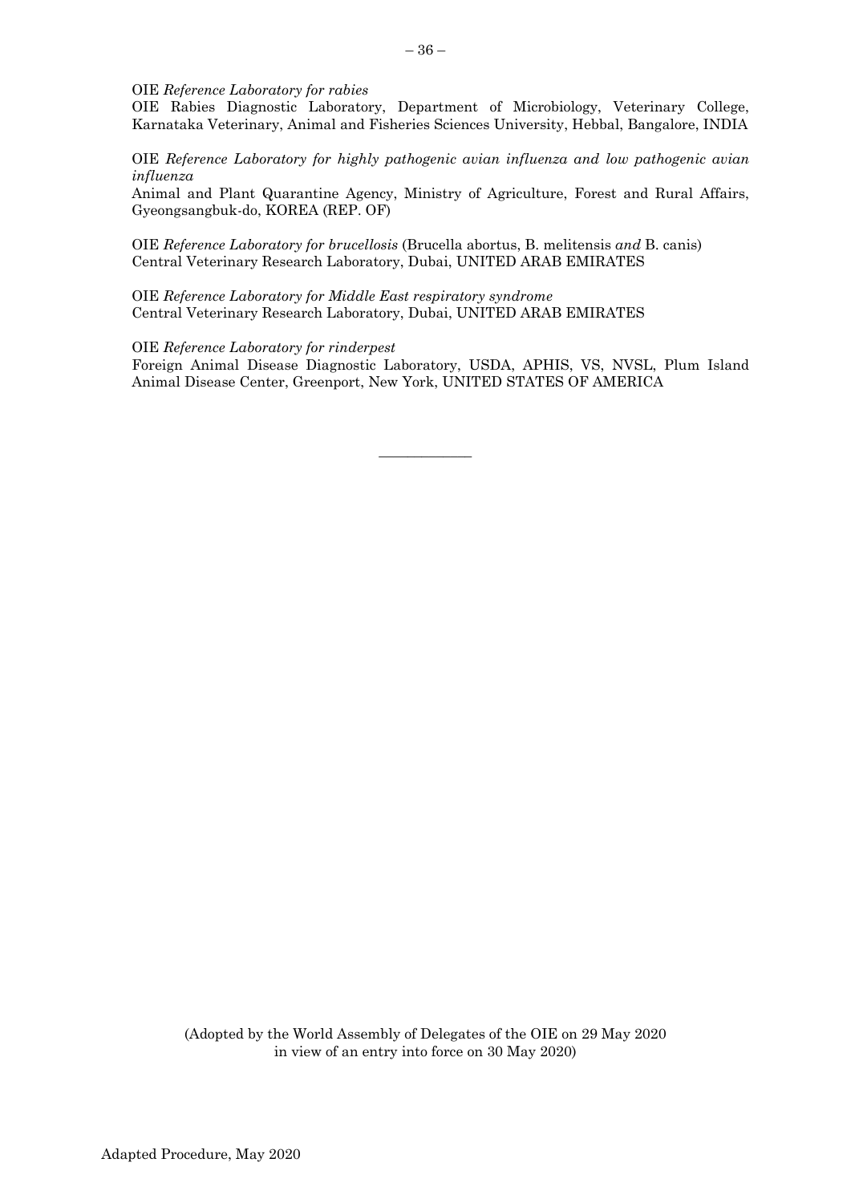OIE *Reference Laboratory for rabies*
OIE Rabies Diagnostic Laboratory, Department of Microbiology, Veterinary College, Karnataka Veterinary, Animal and Fisheries Sciences University, Hebbal, Bangalore, INDIA

OIE *Reference Laboratory for highly pathogenic avian influenza and low pathogenic avian influenza*
Animal and Plant Quarantine Agency, Ministry of Agriculture, Forest and Rural Affairs, Gyeongsangbuk-do, KOREA (REP. OF)

OIE *Reference Laboratory for brucellosis* (Brucella abortus, B. melitensis *and* B. canis)
Central Veterinary Research Laboratory, Dubai, UNITED ARAB EMIRATES

OIE *Reference Laboratory for Middle East respiratory syndrome*
Central Veterinary Research Laboratory, Dubai, UNITED ARAB EMIRATES

OIE *Reference Laboratory for rinderpest*
Foreign Animal Disease Diagnostic Laboratory, USDA, APHIS, VS, NVSL, Plum Island Animal Disease Center, Greenport, New York, UNITED STATES OF AMERICA

---

(Adopted by the World Assembly of Delegates of the OIE on 29 May 2020
in view of an entry into force on 30 May 2020)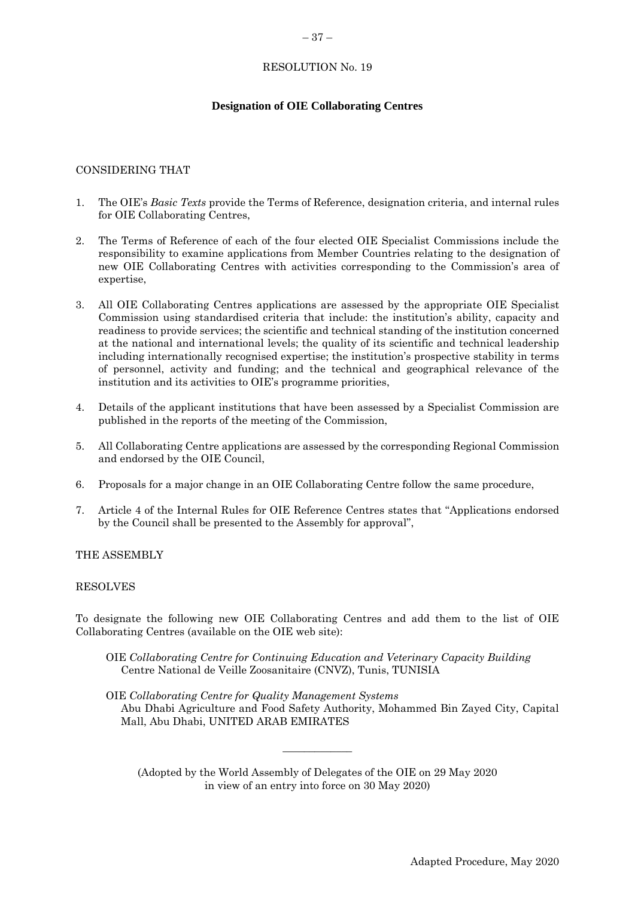RESOLUTION No. 19

## Designation of OIE Collaborating Centres

CONSIDERING THAT

1. The OIE's *Basic Texts* provide the Terms of Reference, designation criteria, and internal rules for OIE Collaborating Centres,

2. The Terms of Reference of each of the four elected OIE Specialist Commissions include the responsibility to examine applications from Member Countries relating to the designation of new OIE Collaborating Centres with activities corresponding to the Commission's area of expertise,

3. All OIE Collaborating Centres applications are assessed by the appropriate OIE Specialist Commission using standardised criteria that include: the institution's ability, capacity and readiness to provide services; the scientific and technical standing of the institution concerned at the national and international levels; the quality of its scientific and technical leadership including internationally recognised expertise; the institution's prospective stability in terms of personnel, activity and funding; and the technical and geographical relevance of the institution and its activities to OIE's programme priorities,

4. Details of the applicant institutions that have been assessed by a Specialist Commission are published in the reports of the meeting of the Commission,

5. All Collaborating Centre applications are assessed by the corresponding Regional Commission and endorsed by the OIE Council,

6. Proposals for a major change in an OIE Collaborating Centre follow the same procedure,

7. Article 4 of the Internal Rules for OIE Reference Centres states that "Applications endorsed by the Council shall be presented to the Assembly for approval",

THE ASSEMBLY

RESOLVES

To designate the following new OIE Collaborating Centres and add them to the list of OIE Collaborating Centres (available on the OIE web site):

OIE *Collaborating Centre for Continuing Education and Veterinary Capacity Building*
Centre National de Veille Zoosanitaire (CNVZ), Tunis, TUNISIA

OIE *Collaborating Centre for Quality Management Systems*
Abu Dhabi Agriculture and Food Safety Authority, Mohammed Bin Zayed City, Capital Mall, Abu Dhabi, UNITED ARAB EMIRATES

---

(Adopted by the World Assembly of Delegates of the OIE on 29 May 2020 in view of an entry into force on 30 May 2020)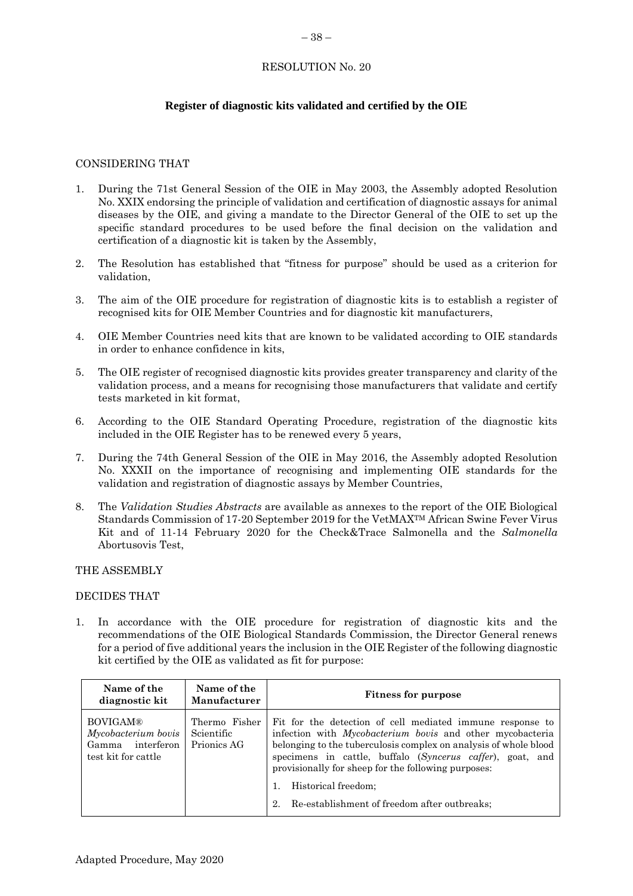RESOLUTION No. 20

## Register of diagnostic kits validated and certified by the OIE

CONSIDERING THAT

1. During the 71st General Session of the OIE in May 2003, the Assembly adopted Resolution No. XXIX endorsing the principle of validation and certification of diagnostic assays for animal diseases by the OIE, and giving a mandate to the Director General of the OIE to set up the specific standard procedures to be used before the final decision on the validation and certification of a diagnostic kit is taken by the Assembly,

2. The Resolution has established that "fitness for purpose" should be used as a criterion for validation,

3. The aim of the OIE procedure for registration of diagnostic kits is to establish a register of recognised kits for OIE Member Countries and for diagnostic kit manufacturers,

4. OIE Member Countries need kits that are known to be validated according to OIE standards in order to enhance confidence in kits,

5. The OIE register of recognised diagnostic kits provides greater transparency and clarity of the validation process, and a means for recognising those manufacturers that validate and certify tests marketed in kit format,

6. According to the OIE Standard Operating Procedure, registration of the diagnostic kits included in the OIE Register has to be renewed every 5 years,

7. During the 74th General Session of the OIE in May 2016, the Assembly adopted Resolution No. XXXII on the importance of recognising and implementing OIE standards for the validation and registration of diagnostic assays by Member Countries,

8. The *Validation Studies Abstracts* are available as annexes to the report of the OIE Biological Standards Commission of 17-20 September 2019 for the VetMAX™ African Swine Fever Virus Kit and of 11-14 February 2020 for the Check&Trace Salmonella and the *Salmonella* Abortusovis Test,

THE ASSEMBLY

DECIDES THAT

1. In accordance with the OIE procedure for registration of diagnostic kits and the recommendations of the OIE Biological Standards Commission, the Director General renews for a period of five additional years the inclusion in the OIE Register of the following diagnostic kit certified by the OIE as validated as fit for purpose:

| Name of the diagnostic kit | Name of the Manufacturer | Fitness for purpose |
|---|---|---|
| BOVIGAM® *Mycobacterium bovis* Gamma interferon test kit for cattle | Thermo Fisher Scientific Prionics AG | Fit for the detection of cell mediated immune response to infection with *Mycobacterium bovis* and other mycobacteria belonging to the tuberculosis complex on analysis of whole blood specimens in cattle, buffalo (*Syncerus caffer*), goat, and provisionally for sheep for the following purposes:<br>1. Historical freedom;<br>2. Re-establishment of freedom after outbreaks; |

Adapted Procedure, May 2020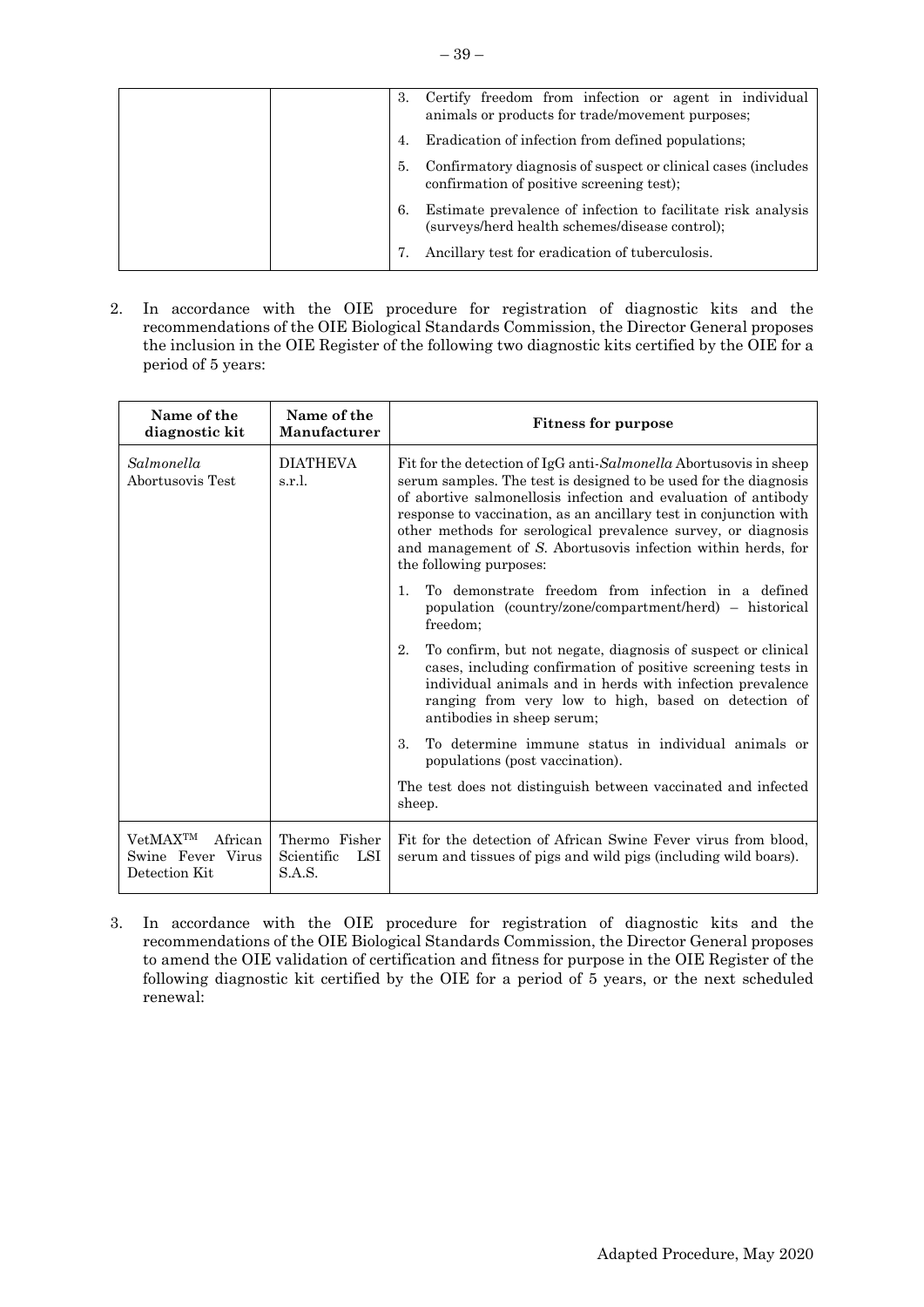| | | 3. Certify freedom from infection or agent in individual animals or products for trade/movement purposes;<br>4. Eradication of infection from defined populations;<br>5. Confirmatory diagnosis of suspect or clinical cases (includes confirmation of positive screening test);<br>6. Estimate prevalence of infection to facilitate risk analysis (surveys/herd health schemes/disease control);<br>7. Ancillary test for eradication of tuberculosis. |
|---|---|---|

2. In accordance with the OIE procedure for registration of diagnostic kits and the recommendations of the OIE Biological Standards Commission, the Director General proposes the inclusion in the OIE Register of the following two diagnostic kits certified by the OIE for a period of 5 years:

| Name of the diagnostic kit | Name of the Manufacturer | Fitness for purpose |
|---|---|---|
| *Salmonella* Abortusovis Test | DIATHEVA s.r.l. | Fit for the detection of IgG anti-*Salmonella* Abortusovis in sheep serum samples. The test is designed to be used for the diagnosis of abortive salmonellosis infection and evaluation of antibody response to vaccination, as an ancillary test in conjunction with other methods for serological prevalence survey, or diagnosis and management of *S.* Abortusovis infection within herds, for the following purposes:<br>1. To demonstrate freedom from infection in a defined population (country/zone/compartment/herd) – historical freedom;<br>2. To confirm, but not negate, diagnosis of suspect or clinical cases, including confirmation of positive screening tests in individual animals and in herds with infection prevalence ranging from very low to high, based on detection of antibodies in sheep serum;<br>3. To determine immune status in individual animals or populations (post vaccination).<br>The test does not distinguish between vaccinated and infected sheep. |
| VetMAX™ African Swine Fever Virus Detection Kit | Thermo Fisher Scientific LSI S.A.S. | Fit for the detection of African Swine Fever virus from blood, serum and tissues of pigs and wild pigs (including wild boars). |

3. In accordance with the OIE procedure for registration of diagnostic kits and the recommendations of the OIE Biological Standards Commission, the Director General proposes to amend the OIE validation of certification and fitness for purpose in the OIE Register of the following diagnostic kit certified by the OIE for a period of 5 years, or the next scheduled renewal: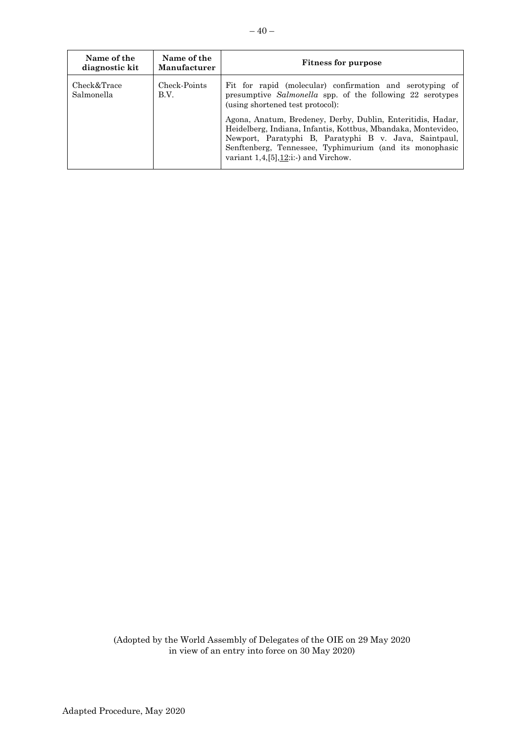| Name of the diagnostic kit | Name of the Manufacturer | Fitness for purpose |
|---|---|---|
| Check&Trace Salmonella | Check-Points B.V. | Fit for rapid (molecular) confirmation and serotyping of presumptive *Salmonella* spp. of the following 22 serotypes (using shortened test protocol): Agona, Anatum, Bredeney, Derby, Dublin, Enteritidis, Hadar, Heidelberg, Indiana, Infantis, Kottbus, Mbandaka, Montevideo, Newport, Paratyphi B, Paratyphi B v. Java, Saintpaul, Senftenberg, Tennessee, Typhimurium (and its monophasic variant 1,4,[5],12:i:-) and Virchow. |

(Adopted by the World Assembly of Delegates of the OIE on 29 May 2020 in view of an entry into force on 30 May 2020)

Adapted Procedure, May 2020